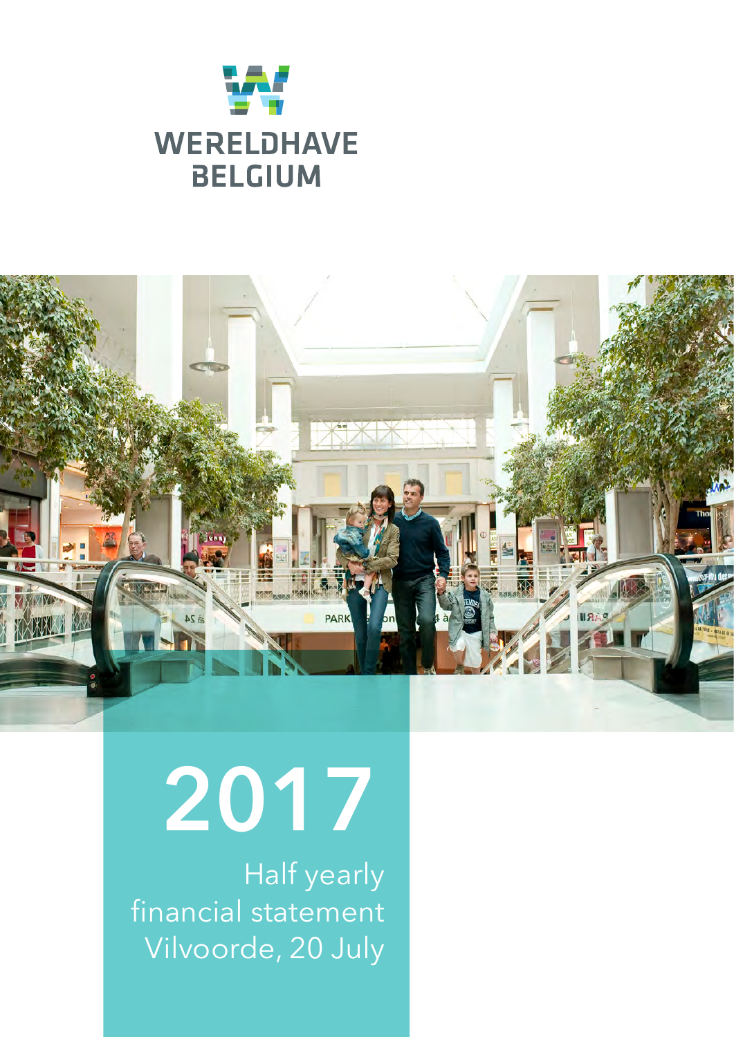# WERELDHAVE BELGIUM

# 2017

Half yearly financial statement
Vilvoorde, 20 July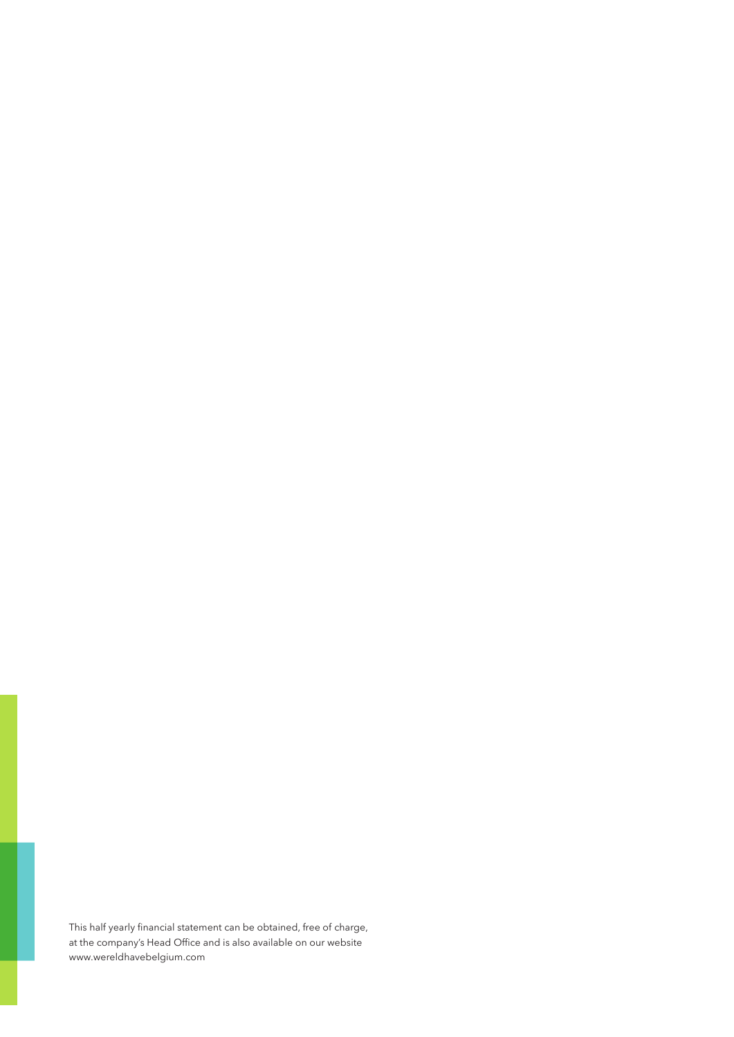This half yearly financial statement can be obtained, free of charge, at the company's Head Office and is also available on our website www.wereldhavebelgium.com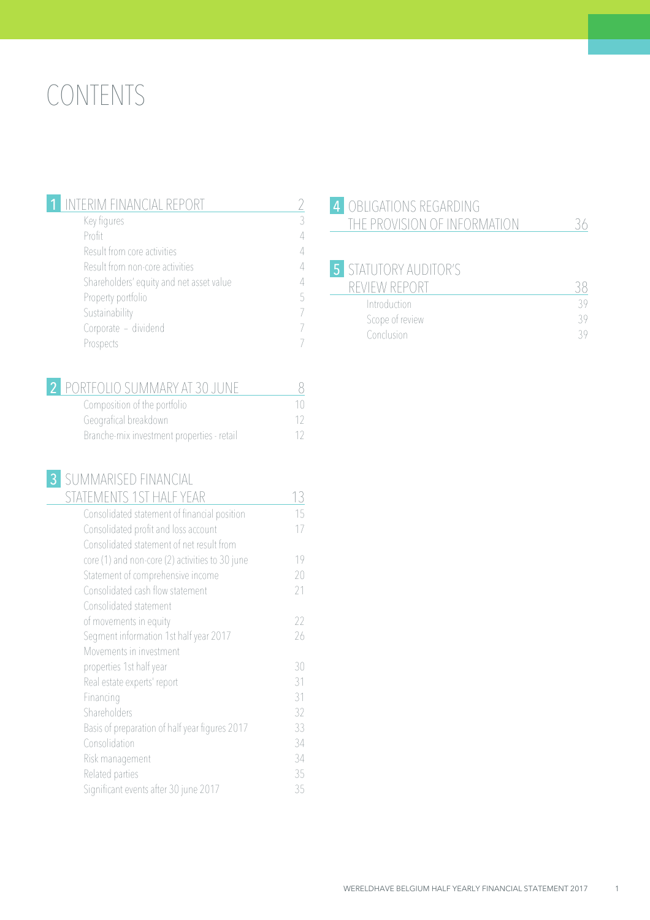# CONTENTS

| 1 INTERIM FINANCIAL REPORT | 2 |
|---|---|
| Key figures | 3 |
| Profit | 4 |
| Result from core activities | 4 |
| Result from non-core activities | 4 |
| Shareholders' equity and net asset value | 4 |
| Property portfolio | 5 |
| Sustainability | 7 |
| Corporate – dividend | 7 |
| Prospects | 7 |

| 2 PORTFOLIO SUMMARY AT 30 JUNE | 8 |
|---|---|
| Composition of the portfolio | 10 |
| Geografical breakdown | 12 |
| Branche-mix investment properties - retail | 12 |

| 3 SUMMARISED FINANCIAL STATEMENTS 1ST HALF YEAR | 13 |
|---|---|
| Consolidated statement of financial position | 15 |
| Consolidated profit and loss account | 17 |
| Consolidated statement of net result from core (1) and non-core (2) activities to 30 june | 19 |
| Statement of comprehensive income | 20 |
| Consolidated cash flow statement | 21 |
| Consolidated statement of movements in equity | 22 |
| Segment information 1st half year 2017 | 26 |
| Movements in investment properties 1st half year | 30 |
| Real estate experts' report | 31 |
| Financing | 31 |
| Shareholders | 32 |
| Basis of preparation of half year figures 2017 | 33 |
| Consolidation | 34 |
| Risk management | 34 |
| Related parties | 35 |
| Significant events after 30 june 2017 | 35 |

| 4 OBLIGATIONS REGARDING THE PROVISION OF INFORMATION | 36 |
|---|---|

| 5 STATUTORY AUDITOR'S REVIEW REPORT | 38 |
|---|---|
| Introduction | 39 |
| Scope of review | 39 |
| Conclusion | 39 |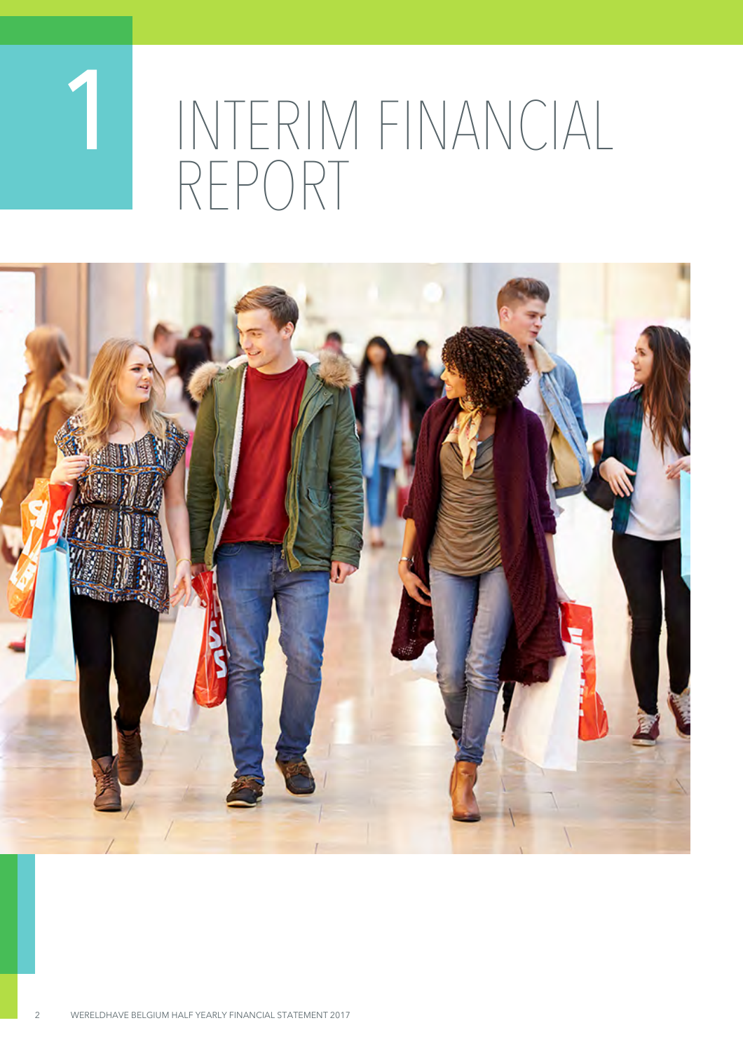# 1 INTERIM FINANCIAL REPORT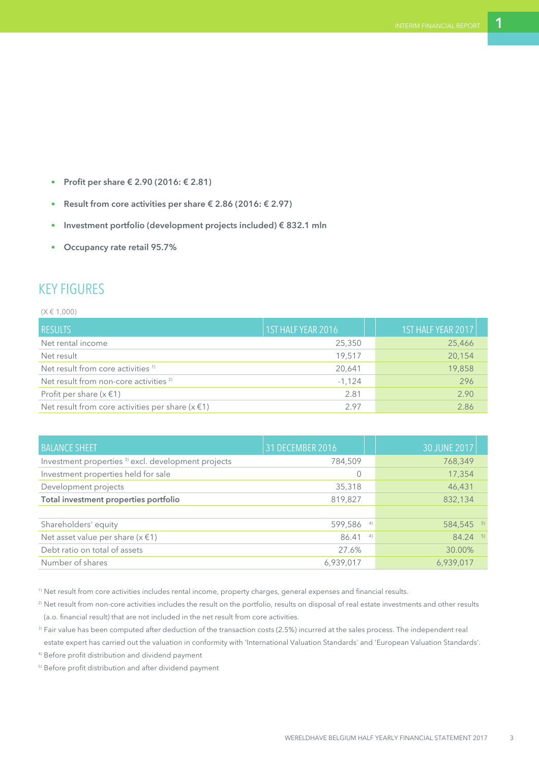- **Profit per share € 2.90 (2016: € 2.81)**
- **Result from core activities per share € 2.86 (2016: € 2.97)**
- **Investment portfolio (development projects included) € 832.1 mln**
- **Occupancy rate retail 95.7%**

## KEY FIGURES

(X € 1,000)

| RESULTS | 1ST HALF YEAR 2016 | 1ST HALF YEAR 2017 |
|---|---|---|
| Net rental income | 25,350 | 25,466 |
| Net result | 19,517 | 20,154 |
| Net result from core activities [1] | 20,641 | 19,858 |
| Net result from non-core activities [2] | -1,124 | 296 |
| Profit per share (x €1) | 2.81 | 2.90 |
| Net result from core activities per share (x €1) | 2.97 | 2.86 |

| BALANCE SHEET | 31 DECEMBER 2016 | 30 JUNE 2017 |
|---|---|---|
| Investment properties [3] excl. development projects | 784,509 | 768,349 |
| Investment properties held for sale | 0 | 17,354 |
| Development projects | 35,318 | 46,431 |
| **Total investment properties portfolio** | 819,827 | 832,134 |
| | | |
| Shareholders' equity | 599,586 [4] | 584,545 [5] |
| Net asset value per share (x €1) | 86.41 [4] | 84.24 [5] |
| Debt ratio on total of assets | 27.6% | 30.00% |
| Number of shares | 6,939,017 | 6,939,017 |

[1] Net result from core activities includes rental income, property charges, general expenses and financial results.

[2] Net result from non-core activities includes the result on the portfolio, results on disposal of real estate investments and other results (a.o. financial result) that are not included in the net result from core activities.

[3] Fair value has been computed after deduction of the transaction costs (2.5%) incurred at the sales process. The independent real estate expert has carried out the valuation in conformity with 'International Valuation Standards' and 'European Valuation Standards'.

[4] Before profit distribution and dividend payment

[5] Before profit distribution and after dividend payment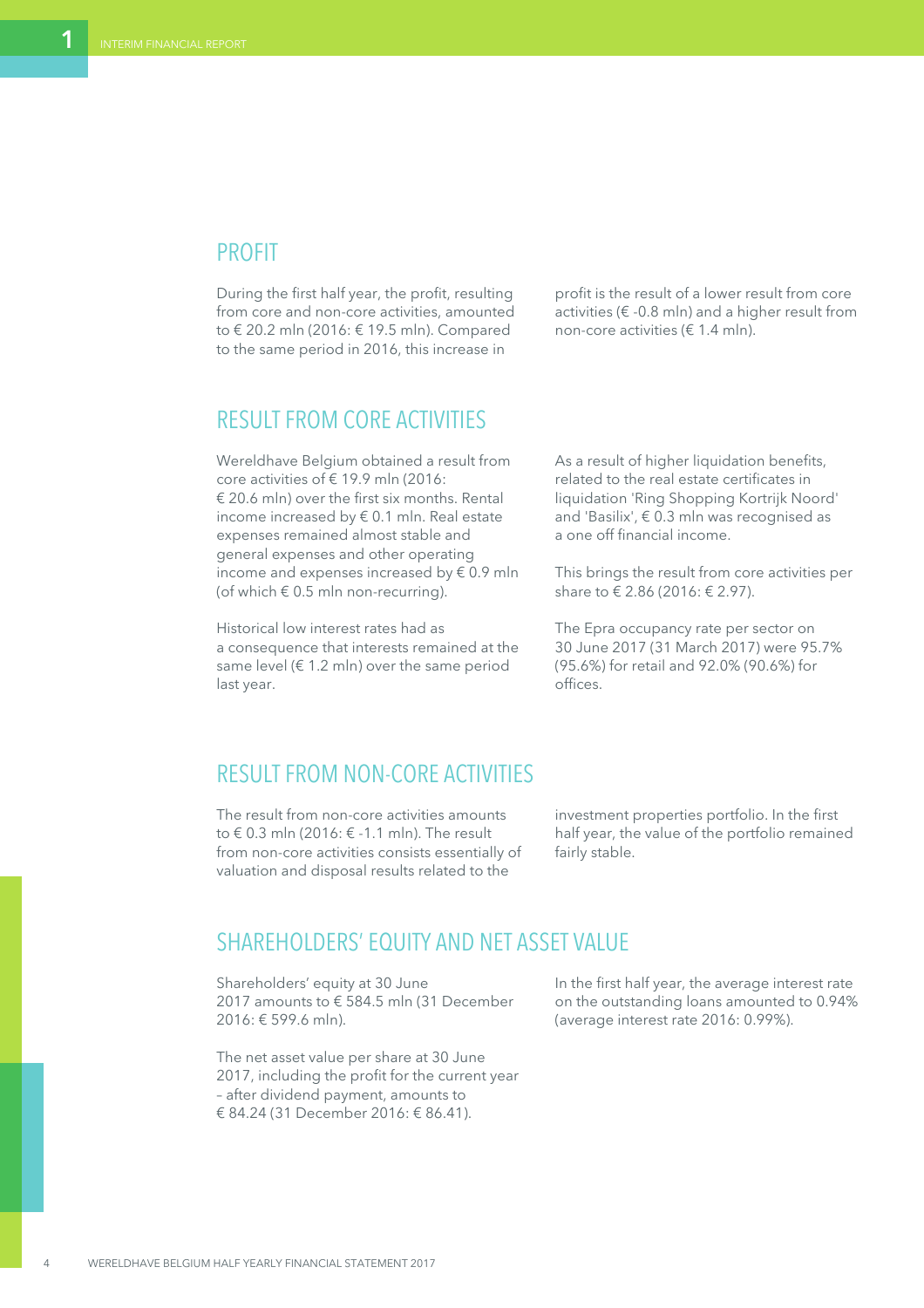## PROFIT

During the first half year, the profit, resulting from core and non-core activities, amounted to € 20.2 mln (2016: € 19.5 mln). Compared to the same period in 2016, this increase in profit is the result of a lower result from core activities (€ -0.8 mln) and a higher result from non-core activities (€ 1.4 mln).

## RESULT FROM CORE ACTIVITIES

Wereldhave Belgium obtained a result from core activities of € 19.9 mln (2016: € 20.6 mln) over the first six months. Rental income increased by € 0.1 mln. Real estate expenses remained almost stable and general expenses and other operating income and expenses increased by € 0.9 mln (of which € 0.5 mln non-recurring).

Historical low interest rates had as a consequence that interests remained at the same level (€ 1.2 mln) over the same period last year.

As a result of higher liquidation benefits, related to the real estate certificates in liquidation 'Ring Shopping Kortrijk Noord' and 'Basilix', € 0.3 mln was recognised as a one off financial income.

This brings the result from core activities per share to € 2.86 (2016: € 2.97).

The Epra occupancy rate per sector on 30 June 2017 (31 March 2017) were 95.7% (95.6%) for retail and 92.0% (90.6%) for offices.

## RESULT FROM NON-CORE ACTIVITIES

The result from non-core activities amounts to € 0.3 mln (2016: € -1.1 mln). The result from non-core activities consists essentially of valuation and disposal results related to the investment properties portfolio. In the first half year, the value of the portfolio remained fairly stable.

## SHAREHOLDERS' EQUITY AND NET ASSET VALUE

Shareholders' equity at 30 June 2017 amounts to € 584.5 mln (31 December 2016: € 599.6 mln).

The net asset value per share at 30 June 2017, including the profit for the current year – after dividend payment, amounts to € 84.24 (31 December 2016: € 86.41).

In the first half year, the average interest rate on the outstanding loans amounted to 0.94% (average interest rate 2016: 0.99%).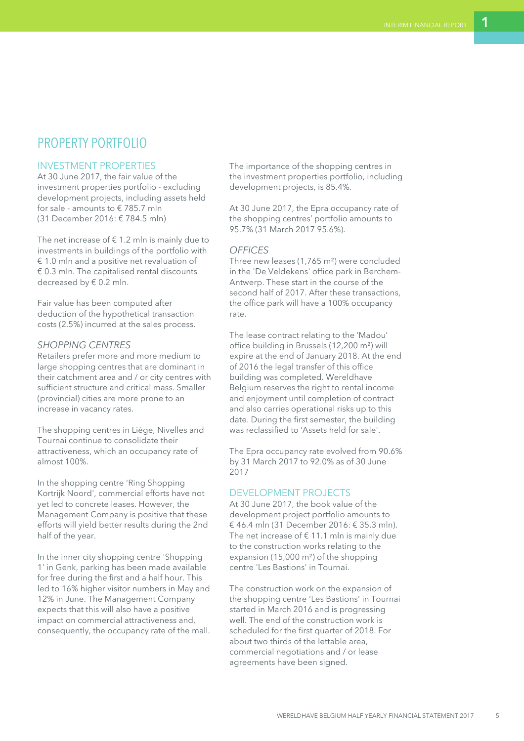# PROPERTY PORTFOLIO

## INVESTMENT PROPERTIES

At 30 June 2017, the fair value of the investment properties portfolio - excluding development projects, including assets held for sale - amounts to € 785.7 mln (31 December 2016: € 784.5 mln)

The net increase of € 1.2 mln is mainly due to investments in buildings of the portfolio with € 1.0 mln and a positive net revaluation of € 0.3 mln. The capitalised rental discounts decreased by € 0.2 mln.

Fair value has been computed after deduction of the hypothetical transaction costs (2.5%) incurred at the sales process.

### *SHOPPING CENTRES*

Retailers prefer more and more medium to large shopping centres that are dominant in their catchment area and / or city centres with sufficient structure and critical mass. Smaller (provincial) cities are more prone to an increase in vacancy rates.

The shopping centres in Liège, Nivelles and Tournai continue to consolidate their attractiveness, which an occupancy rate of almost 100%.

In the shopping centre 'Ring Shopping Kortrijk Noord', commercial efforts have not yet led to concrete leases. However, the Management Company is positive that these efforts will yield better results during the 2nd half of the year.

In the inner city shopping centre 'Shopping 1' in Genk, parking has been made available for free during the first and a half hour. This led to 16% higher visitor numbers in May and 12% in June. The Management Company expects that this will also have a positive impact on commercial attractiveness and, consequently, the occupancy rate of the mall.

The importance of the shopping centres in the investment properties portfolio, including development projects, is 85.4%.

At 30 June 2017, the Epra occupancy rate of the shopping centres' portfolio amounts to 95.7% (31 March 2017 95.6%).

### *OFFICES*

Three new leases (1,765 m²) were concluded in the 'De Veldekens' office park in Berchem-Antwerp. These start in the course of the second half of 2017. After these transactions, the office park will have a 100% occupancy rate.

The lease contract relating to the 'Madou' office building in Brussels (12,200 m²) will expire at the end of January 2018. At the end of 2016 the legal transfer of this office building was completed. Wereldhave Belgium reserves the right to rental income and enjoyment until completion of contract and also carries operational risks up to this date. During the first semester, the building was reclassified to 'Assets held for sale'.

The Epra occupancy rate evolved from 90.6% by 31 March 2017 to 92.0% as of 30 June 2017

## DEVELOPMENT PROJECTS

At 30 June 2017, the book value of the development project portfolio amounts to € 46.4 mln (31 December 2016: € 35.3 mln). The net increase of € 11.1 mln is mainly due to the construction works relating to the expansion (15,000 m²) of the shopping centre 'Les Bastions' in Tournai.

The construction work on the expansion of the shopping centre 'Les Bastions' in Tournai started in March 2016 and is progressing well. The end of the construction work is scheduled for the first quarter of 2018. For about two thirds of the lettable area, commercial negotiations and / or lease agreements have been signed.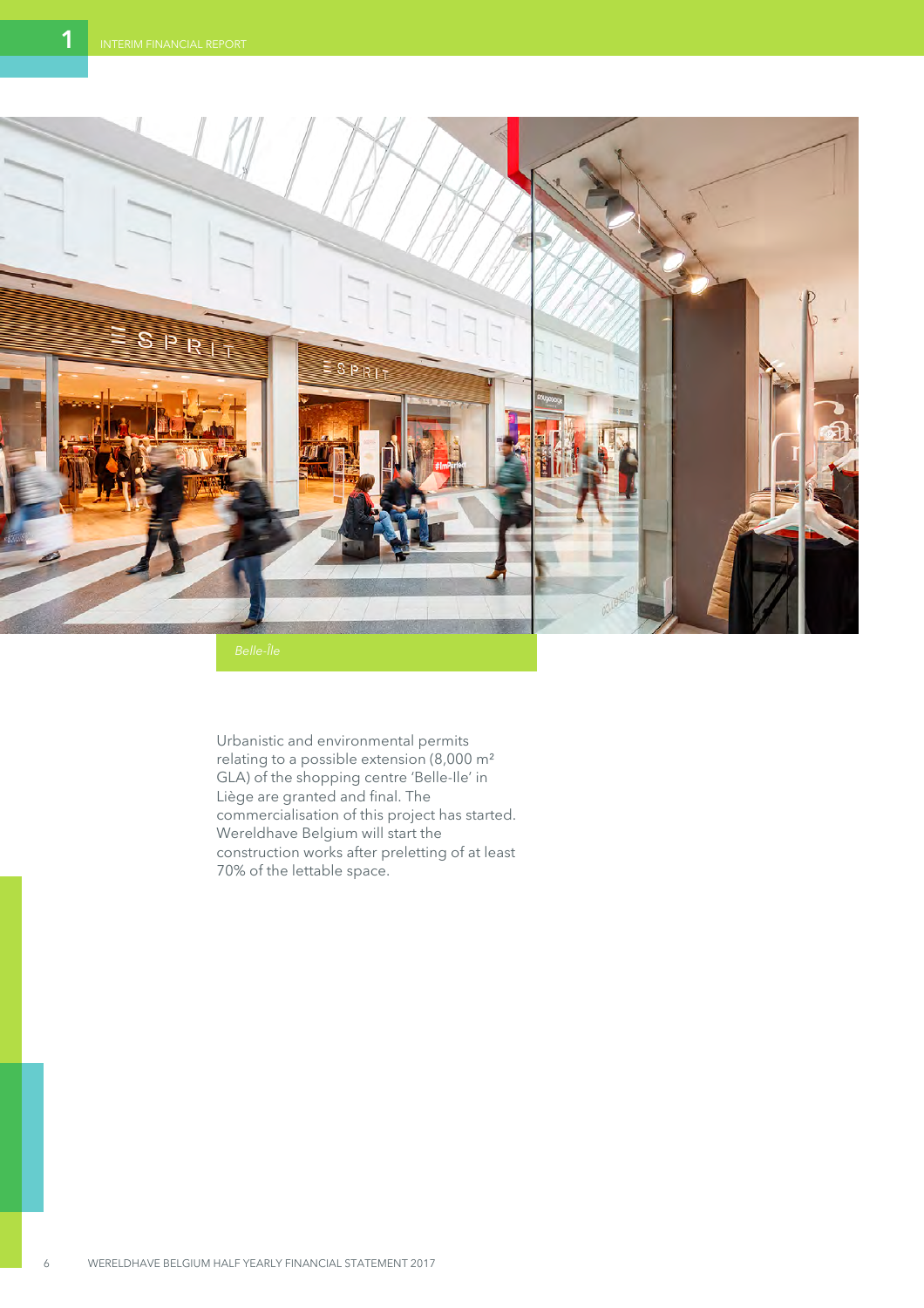Belle-Île

Urbanistic and environmental permits relating to a possible extension (8,000 m² GLA) of the shopping centre 'Belle-Ile' in Liège are granted and final. The commercialisation of this project has started. Wereldhave Belgium will start the construction works after preletting of at least 70% of the lettable space.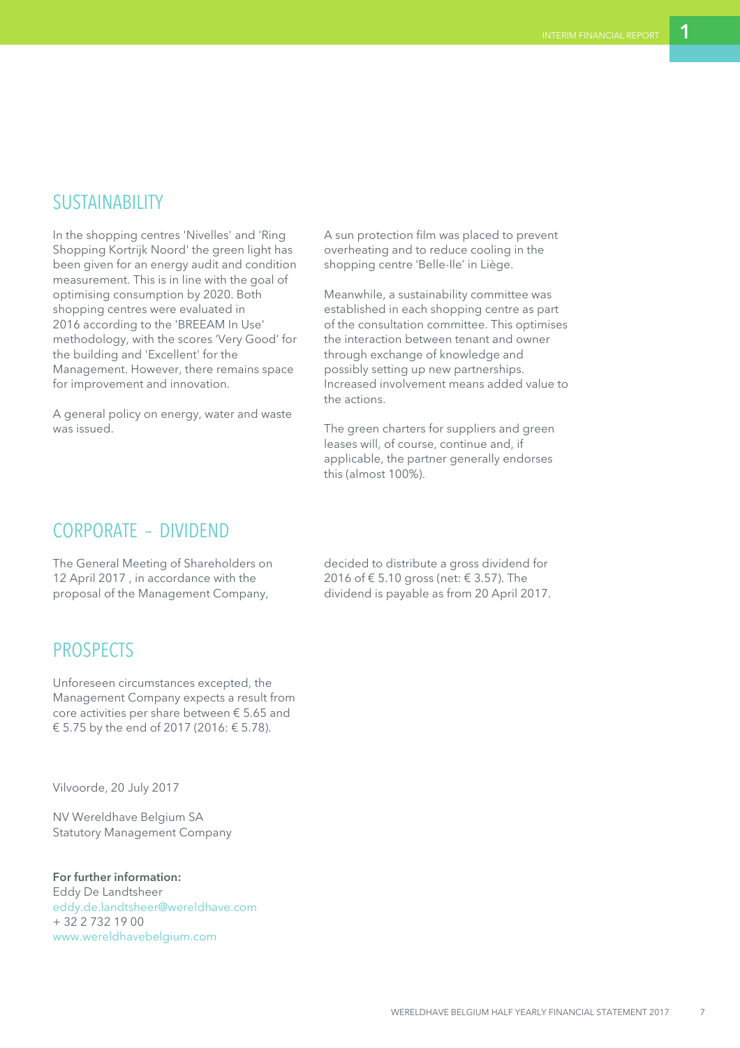## SUSTAINABILITY

In the shopping centres 'Nivelles' and 'Ring Shopping Kortrijk Noord' the green light has been given for an energy audit and condition measurement. This is in line with the goal of optimising consumption by 2020. Both shopping centres were evaluated in 2016 according to the 'BREEAM In Use' methodology, with the scores 'Very Good' for the building and 'Excellent' for the Management. However, there remains space for improvement and innovation.

A general policy on energy, water and waste was issued.

A sun protection film was placed to prevent overheating and to reduce cooling in the shopping centre 'Belle-Ile' in Liège.

Meanwhile, a sustainability committee was established in each shopping centre as part of the consultation committee. This optimises the interaction between tenant and owner through exchange of knowledge and possibly setting up new partnerships. Increased involvement means added value to the actions.

The green charters for suppliers and green leases will, of course, continue and, if applicable, the partner generally endorses this (almost 100%).

## CORPORATE – DIVIDEND

The General Meeting of Shareholders on 12 April 2017 , in accordance with the proposal of the Management Company, decided to distribute a gross dividend for 2016 of € 5.10 gross (net: € 3.57). The dividend is payable as from 20 April 2017.

## PROSPECTS

Unforeseen circumstances excepted, the Management Company expects a result from core activities per share between € 5.65 and € 5.75 by the end of 2017 (2016: € 5.78).

Vilvoorde, 20 July 2017

NV Wereldhave Belgium SA
Statutory Management Company

**For further information:**
Eddy De Landtsheer
eddy.de.landtsheer@wereldhave.com
+ 32 2 732 19 00
www.wereldhavebelgium.com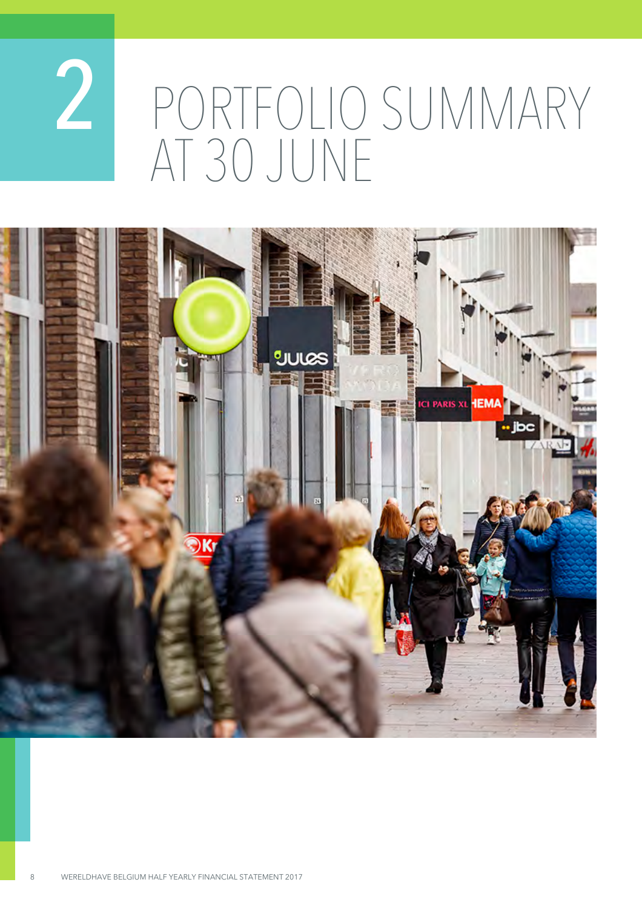# 2 PORTFOLIO SUMMARY AT 30 JUNE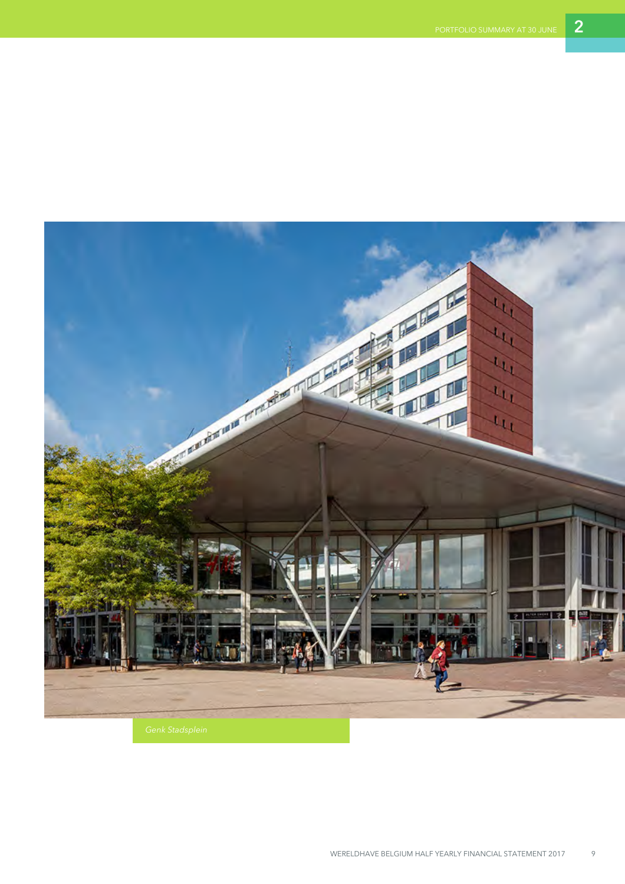Genk Stadsplein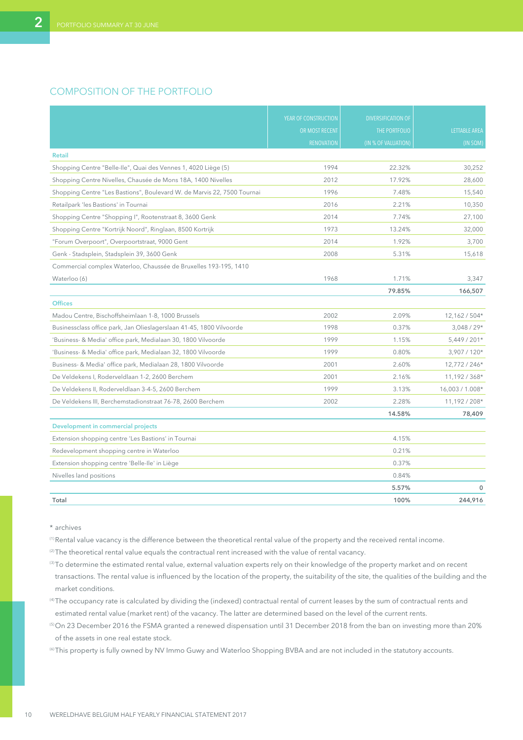## COMPOSITION OF THE PORTFOLIO

| | YEAR OF CONSTRUCTION OR MOST RECENT RENOVATION | DIVERSIFICATION OF THE PORTFOLIO (IN % OF VALUATION) | LETTABLE AREA (IN SQM) |
|---|---|---|---|
| **Retail** | | | |
| Shopping Centre "Belle-Ile", Quai des Vennes 1, 4020 Liège (5) | 1994 | 22.32% | 30,252 |
| Shopping Centre Nivelles, Chausée de Mons 18A, 1400 Nivelles | 2012 | 17.92% | 28,600 |
| Shopping Centre "Les Bastions", Boulevard W. de Marvis 22, 7500 Tournai | 1996 | 7.48% | 15,540 |
| Retailpark 'les Bastions' in Tournai | 2016 | 2.21% | 10,350 |
| Shopping Centre "Shopping I", Rootenstraat 8, 3600 Genk | 2014 | 7.74% | 27,100 |
| Shopping Centre "Kortrijk Noord", Ringlaan, 8500 Kortrijk | 1973 | 13.24% | 32,000 |
| "Forum Overpoort", Overpoortstraat, 9000 Gent | 2014 | 1.92% | 3,700 |
| Genk - Stadsplein, Stadsplein 39, 3600 Genk | 2008 | 5.31% | 15,618 |
| Commercial complex Waterloo, Chaussée de Bruxelles 193-195, 1410 Waterloo (6) | 1968 | 1.71% | 3,347 |
| | | **79.85%** | **166,507** |
| **Offices** | | | |
| Madou Centre, Bischoffsheimlaan 1-8, 1000 Brussels | 2002 | 2.09% | 12,162 / 504* |
| Businessclass office park, Jan Olieslagerslaan 41-45, 1800 Vilvoorde | 1998 | 0.37% | 3,048 / 29* |
| 'Business- & Media' office park, Medialaan 30, 1800 Vilvoorde | 1999 | 1.15% | 5,449 / 201* |
| 'Business- & Media' office park, Medialaan 32, 1800 Vilvoorde | 1999 | 0.80% | 3,907 / 120* |
| Business- & Media' office park, Medialaan 28, 1800 Vilvoorde | 2001 | 2.60% | 12,772 / 246* |
| De Veldekens I, Roderveldlaan 1-2, 2600 Berchem | 2001 | 2.16% | 11,192 / 368* |
| De Veldekens II, Roderveldlaan 3-4-5, 2600 Berchem | 1999 | 3.13% | 16,003 / 1.008* |
| De Veldekens III, Berchemstadionstraat 76-78, 2600 Berchem | 2002 | 2.28% | 11,192 / 208* |
| | | **14.58%** | **78,409** |
| **Development in commercial projects** | | | |
| Extension shopping centre 'Les Bastions' in Tournai | | 4.15% | |
| Redevelopment shopping centre in Waterloo | | 0.21% | |
| Extension shopping centre 'Belle-Ile' in Liège | | 0.37% | |
| Nivelles land positions | | 0.84% | |
| | | **5.57%** | **0** |
| **Total** | | **100%** | **244,916** |

\* archives

(1) Rental value vacancy is the difference between the theoretical rental value of the property and the received rental income.

(2) The theoretical rental value equals the contractual rent increased with the value of rental vacancy.

(3) To determine the estimated rental value, external valuation experts rely on their knowledge of the property market and on recent transactions. The rental value is influenced by the location of the property, the suitability of the site, the qualities of the building and the market conditions.

(4) The occupancy rate is calculated by dividing the (indexed) contractual rental of current leases by the sum of contractual rents and estimated rental value (market rent) of the vacancy. The latter are determined based on the level of the current rents.

(5) On 23 December 2016 the FSMA granted a renewed dispensation until 31 December 2018 from the ban on investing more than 20% of the assets in one real estate stock.

(6) This property is fully owned by NV Immo Guwy and Waterloo Shopping BVBA and are not included in the statutory accounts.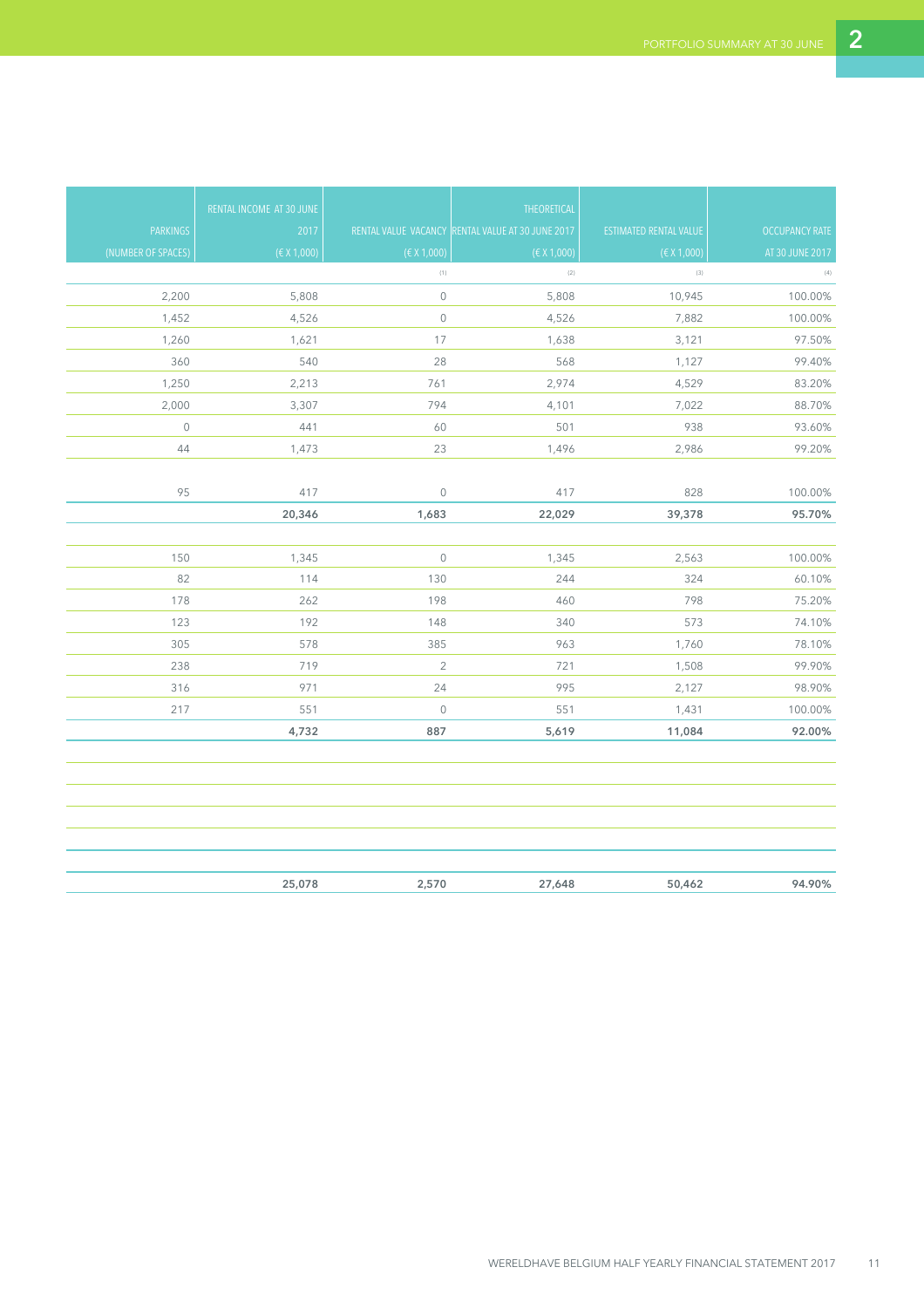| PARKINGS (NUMBER OF SPACES) | RENTAL INCOME AT 30 JUNE 2017 (€ X 1,000) | RENTAL VALUE VACANCY (€ X 1,000) | THEORETICAL RENTAL VALUE AT 30 JUNE 2017 (€ X 1,000) | ESTIMATED RENTAL VALUE (€ X 1,000) | OCCUPANCY RATE AT 30 JUNE 2017 |
|---|---|---|---|---|---|
| | | (1) | (2) | (3) | (4) |
| 2,200 | 5,808 | 0 | 5,808 | 10,945 | 100.00% |
| 1,452 | 4,526 | 0 | 4,526 | 7,882 | 100.00% |
| 1,260 | 1,621 | 17 | 1,638 | 3,121 | 97.50% |
| 360 | 540 | 28 | 568 | 1,127 | 99.40% |
| 1,250 | 2,213 | 761 | 2,974 | 4,529 | 83.20% |
| 2,000 | 3,307 | 794 | 4,101 | 7,022 | 88.70% |
| 0 | 441 | 60 | 501 | 938 | 93.60% |
| 44 | 1,473 | 23 | 1,496 | 2,986 | 99.20% |
| | | | | | |
| 95 | 417 | 0 | 417 | 828 | 100.00% |
| | **20,346** | **1,683** | **22,029** | **39,378** | **95.70%** |
| | | | | | |
| 150 | 1,345 | 0 | 1,345 | 2,563 | 100.00% |
| 82 | 114 | 130 | 244 | 324 | 60.10% |
| 178 | 262 | 198 | 460 | 798 | 75.20% |
| 123 | 192 | 148 | 340 | 573 | 74.10% |
| 305 | 578 | 385 | 963 | 1,760 | 78.10% |
| 238 | 719 | 2 | 721 | 1,508 | 99.90% |
| 316 | 971 | 24 | 995 | 2,127 | 98.90% |
| 217 | 551 | 0 | 551 | 1,431 | 100.00% |
| | **4,732** | **887** | **5,619** | **11,084** | **92.00%** |
| | | | | | |
| | **25,078** | **2,570** | **27,648** | **50,462** | **94.90%** |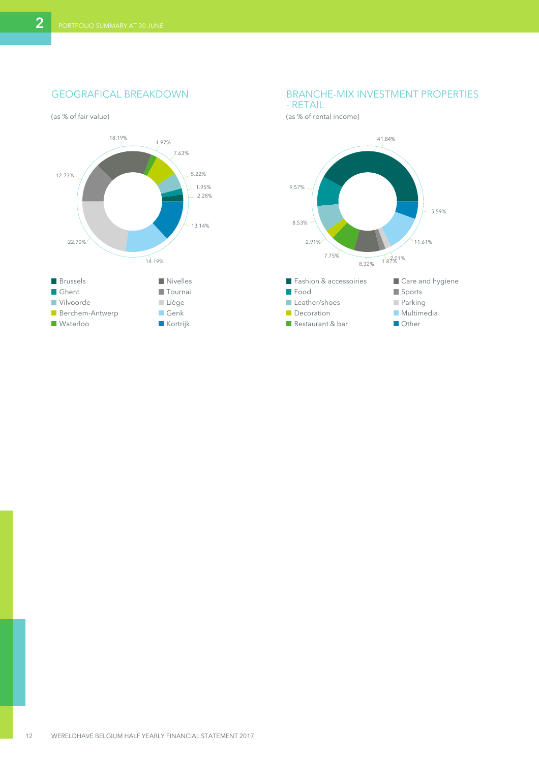## GEOGRAFICAL BREAKDOWN

(as % of fair value)

18.19%
1.97%
7.63%
5.22%
1.95%
2.28%
12.73%
13.14%
22.70%
14.19%

- Brussels
- Ghent
- Vilvoorde
- Berchem-Antwerp
- Waterloo
- Nivelles
- Tournai
- Liège
- Genk
- Kortrijk

## BRANCHE-MIX INVESTMENT PROPERTIES - RETAIL

(as % of rental income)

41.84%
9.57%
5.59%
8.53%
11.61%
2.91%
7.75%
8.32%
1.87%
2.01%

- Fashion & accessoiries
- Food
- Leather/shoes
- Decoration
- Restaurant & bar
- Care and hygiene
- Sports
- Parking
- Multimedia
- Other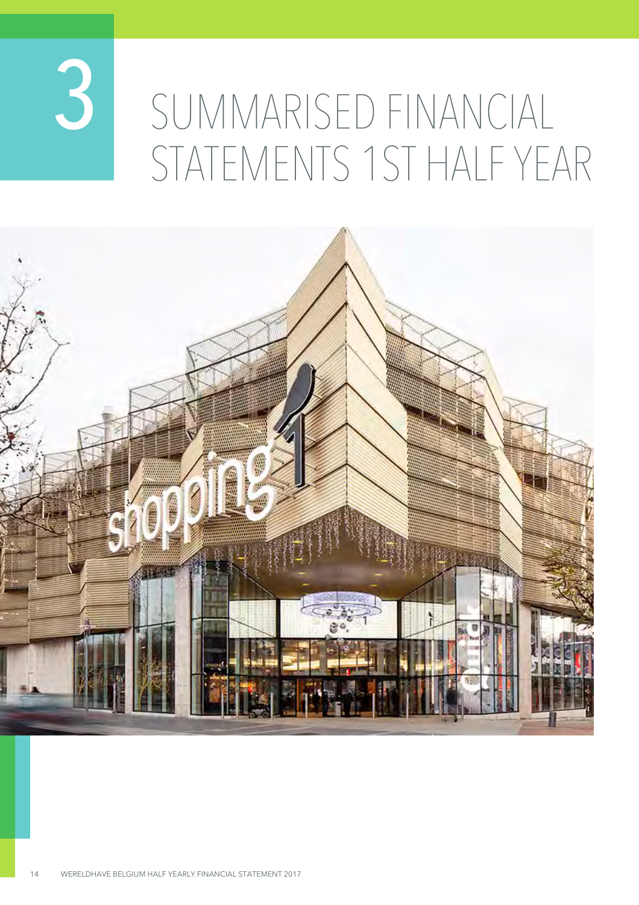# 3 SUMMARISED FINANCIAL STATEMENTS 1ST HALF YEAR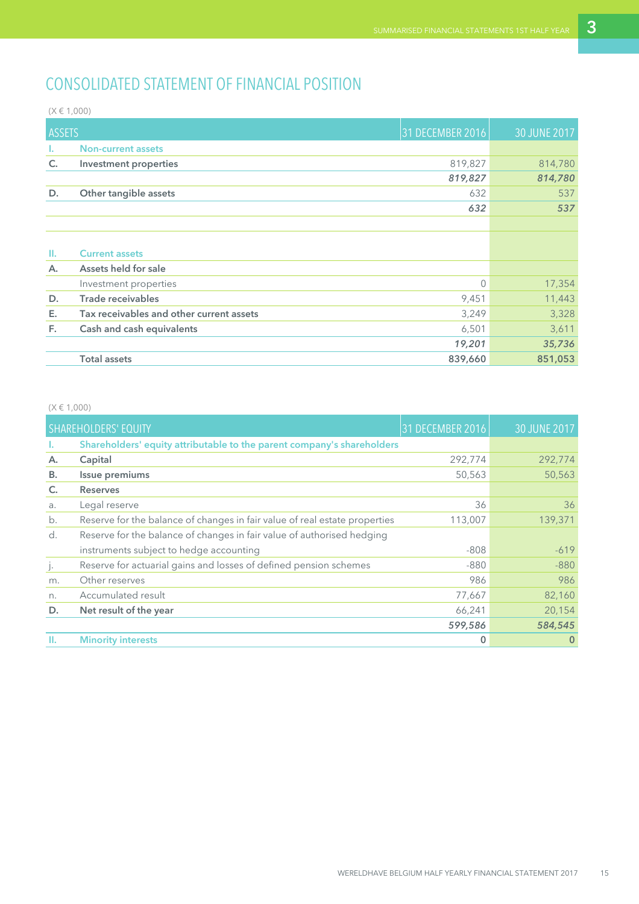# CONSOLIDATED STATEMENT OF FINANCIAL POSITION

(X € 1,000)

| | ASSETS | 31 DECEMBER 2016 | 30 JUNE 2017 |
|---|---|---|---|
| I. | Non-current assets | | |
| C. | **Investment properties** | 819,827 | 814,780 |
| | | ***819,827*** | ***814,780*** |
| D. | **Other tangible assets** | 632 | 537 |
| | | ***632*** | ***537*** |
| | | | |
| II. | Current assets | | |
| A. | **Assets held for sale** | | |
| | Investment properties | 0 | 17,354 |
| D. | **Trade receivables** | 9,451 | 11,443 |
| E. | **Tax receivables and other current assets** | 3,249 | 3,328 |
| F. | **Cash and cash equivalents** | 6,501 | 3,611 |
| | | ***19,201*** | ***35,736*** |
| | **Total assets** | **839,660** | **851,053** |

(X € 1,000)

| | SHAREHOLDERS' EQUITY | 31 DECEMBER 2016 | 30 JUNE 2017 |
|---|---|---|---|
| I. | Shareholders' equity attributable to the parent company's shareholders | | |
| A. | **Capital** | 292,774 | 292,774 |
| B. | **Issue premiums** | 50,563 | 50,563 |
| C. | **Reserves** | | |
| a. | Legal reserve | 36 | 36 |
| b. | Reserve for the balance of changes in fair value of real estate properties | 113,007 | 139,371 |
| d. | Reserve for the balance of changes in fair value of authorised hedging instruments subject to hedge accounting | -808 | -619 |
| j. | Reserve for actuarial gains and losses of defined pension schemes | -880 | -880 |
| m. | Other reserves | 986 | 986 |
| n. | Accumulated result | 77,667 | 82,160 |
| D. | **Net result of the year** | 66,241 | 20,154 |
| | | ***599,586*** | ***584,545*** |
| II. | Minority interests | 0 | 0 |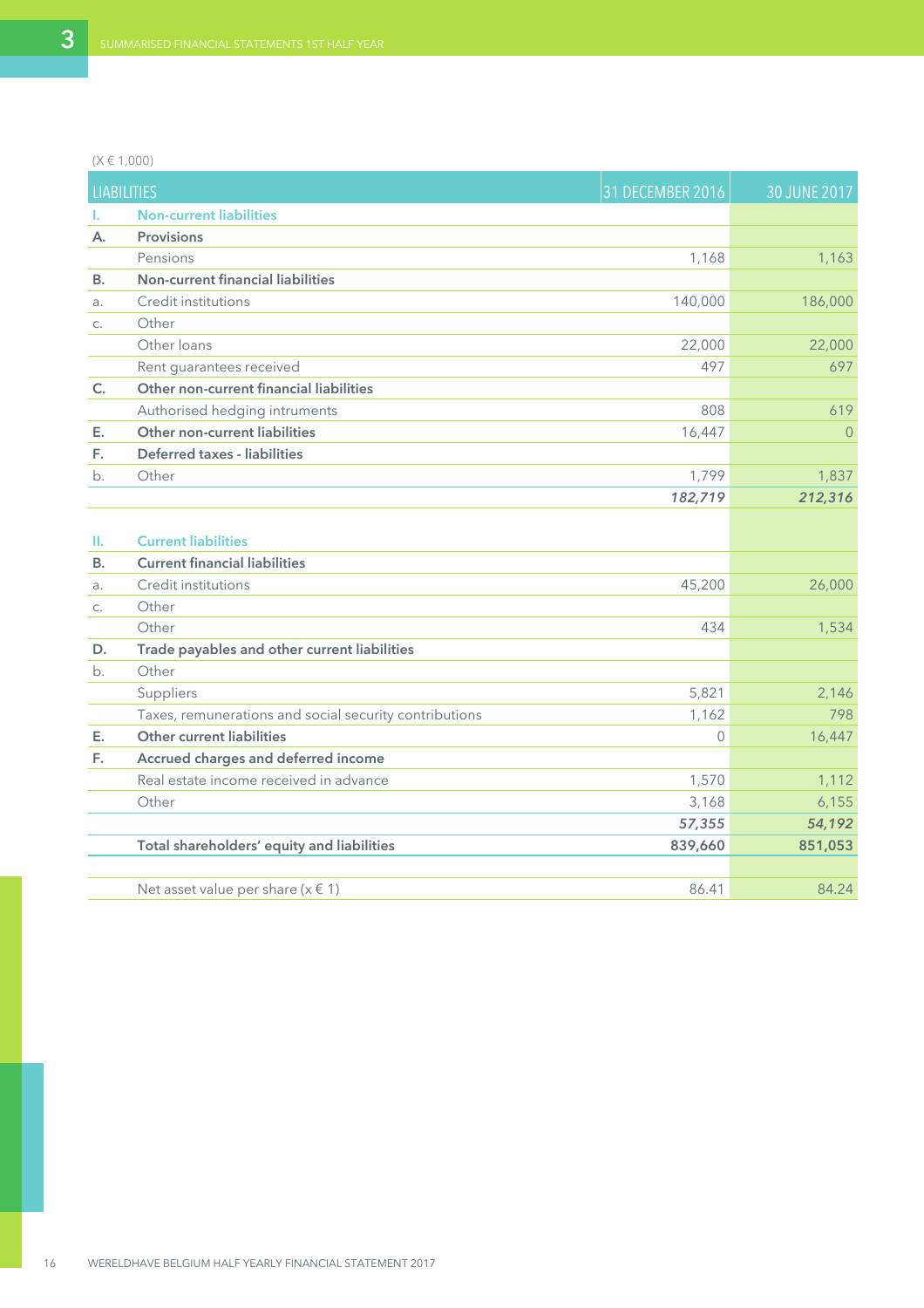(X € 1,000)

| | LIABILITIES | 31 DECEMBER 2016 | 30 JUNE 2017 |
|---|---|---|---|
| I. | Non-current liabilities | | |
| A. | **Provisions** | | |
| | Pensions | 1,168 | 1,163 |
| B. | **Non-current financial liabilities** | | |
| a. | Credit institutions | 140,000 | 186,000 |
| c. | Other | | |
| | Other loans | 22,000 | 22,000 |
| | Rent guarantees received | 497 | 697 |
| C. | **Other non-current financial liabilities** | | |
| | Authorised hedging intruments | 808 | 619 |
| E. | **Other non-current liabilities** | 16,447 | 0 |
| F. | **Deferred taxes - liabilities** | | |
| b. | Other | 1,799 | 1,837 |
| | | ***182,719*** | ***212,316*** |
| | | | |
| II. | Current liabilities | | |
| B. | **Current financial liabilities** | | |
| a. | Credit institutions | 45,200 | 26,000 |
| c. | Other | | |
| | Other | 434 | 1,534 |
| D. | **Trade payables and other current liabilities** | | |
| b. | Other | | |
| | Suppliers | 5,821 | 2,146 |
| | Taxes, remunerations and social security contributions | 1,162 | 798 |
| E. | **Other current liabilities** | 0 | 16,447 |
| F. | **Accrued charges and deferred income** | | |
| | Real estate income received in advance | 1,570 | 1,112 |
| | Other | 3,168 | 6,155 |
| | | ***57,355*** | ***54,192*** |
| | **Total shareholders' equity and liabilities** | **839,660** | **851,053** |
| | | | |
| | Net asset value per share (x € 1) | 86.41 | 84.24 |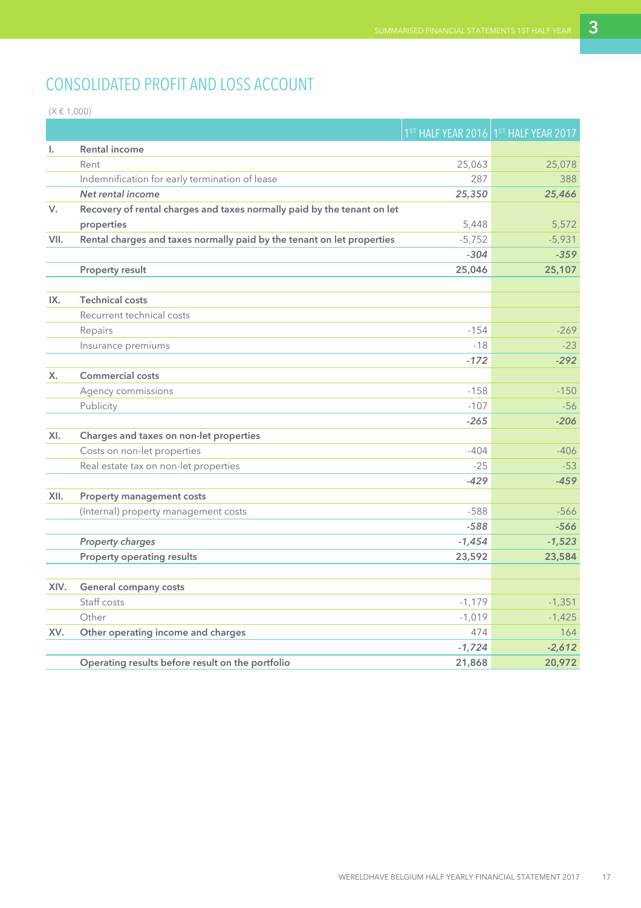# CONSOLIDATED PROFIT AND LOSS ACCOUNT

(X € 1,000)

| | | 1ST HALF YEAR 2016 | 1ST HALF YEAR 2017 |
|---|---|---|---|
| I. | **Rental income** | | |
| | Rent | 25,063 | 25,078 |
| | Indemnification for early termination of lease | 287 | 388 |
| | ***Net rental income*** | ***25,350*** | ***25,466*** |
| V. | **Recovery of rental charges and taxes normally paid by the tenant on let properties** | 5,448 | 5,572 |
| VII. | **Rental charges and taxes normally paid by the tenant on let properties** | -5,752 | -5,931 |
| | | ***-304*** | ***-359*** |
| | **Property result** | **25,046** | **25,107** |
| | | | |
| IX. | **Technical costs** | | |
| | Recurrent technical costs | | |
| | Repairs | -154 | -269 |
| | Insurance premiums | -18 | -23 |
| | | ***-172*** | ***-292*** |
| X. | **Commercial costs** | | |
| | Agency commissions | -158 | -150 |
| | Publicity | -107 | -56 |
| | | ***-265*** | ***-206*** |
| XI. | **Charges and taxes on non-let properties** | | |
| | Costs on non-let properties | -404 | -406 |
| | Real estate tax on non-let properties | -25 | -53 |
| | | ***-429*** | ***-459*** |
| XII. | **Property management costs** | | |
| | (Internal) property management costs | -588 | -566 |
| | | ***-588*** | ***-566*** |
| | ***Property charges*** | ***-1,454*** | ***-1,523*** |
| | **Property operating results** | **23,592** | **23,584** |
| | | | |
| XIV. | **General company costs** | | |
| | Staff costs | -1,179 | -1,351 |
| | Other | -1,019 | -1,425 |
| XV. | **Other operating income and charges** | 474 | 164 |
| | | ***-1,724*** | ***-2,612*** |
| | **Operating results before result on the portfolio** | **21,868** | **20,972** |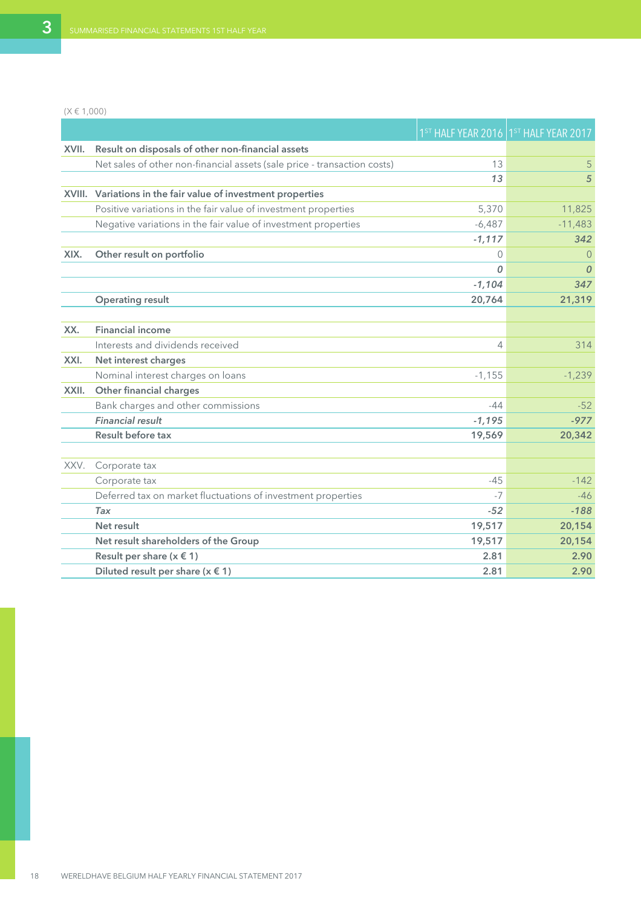(X € 1,000)

| | | 1ST HALF YEAR 2016 | 1ST HALF YEAR 2017 |
|---|---|---|---|
| **XVII.** | **Result on disposals of other non-financial assets** | | |
| | Net sales of other non-financial assets (sale price - transaction costs) | 13 | 5 |
| | | *13* | *5* |
| **XVIII.** | **Variations in the fair value of investment properties** | | |
| | Positive variations in the fair value of investment properties | 5,370 | 11,825 |
| | Negative variations in the fair value of investment properties | -6,487 | -11,483 |
| | | *-1,117* | *342* |
| **XIX.** | **Other result on portfolio** | 0 | 0 |
| | | *0* | *0* |
| | | *-1,104* | *347* |
| | **Operating result** | **20,764** | **21,319** |
| | | | |
| **XX.** | **Financial income** | | |
| | Interests and dividends received | 4 | 314 |
| **XXI.** | **Net interest charges** | | |
| | Nominal interest charges on loans | -1,155 | -1,239 |
| **XXII.** | **Other financial charges** | | |
| | Bank charges and other commissions | -44 | -52 |
| | ***Financial result*** | ***-1,195*** | ***-977*** |
| | **Result before tax** | **19,569** | **20,342** |
| | | | |
| XXV. | Corporate tax | | |
| | Corporate tax | -45 | -142 |
| | Deferred tax on market fluctuations of investment properties | -7 | -46 |
| | *Tax* | *-52* | *-188* |
| | **Net result** | **19,517** | **20,154** |
| | **Net result shareholders of the Group** | **19,517** | **20,154** |
| | **Result per share (x € 1)** | **2.81** | **2.90** |
| | **Diluted result per share (x € 1)** | **2.81** | **2.90** |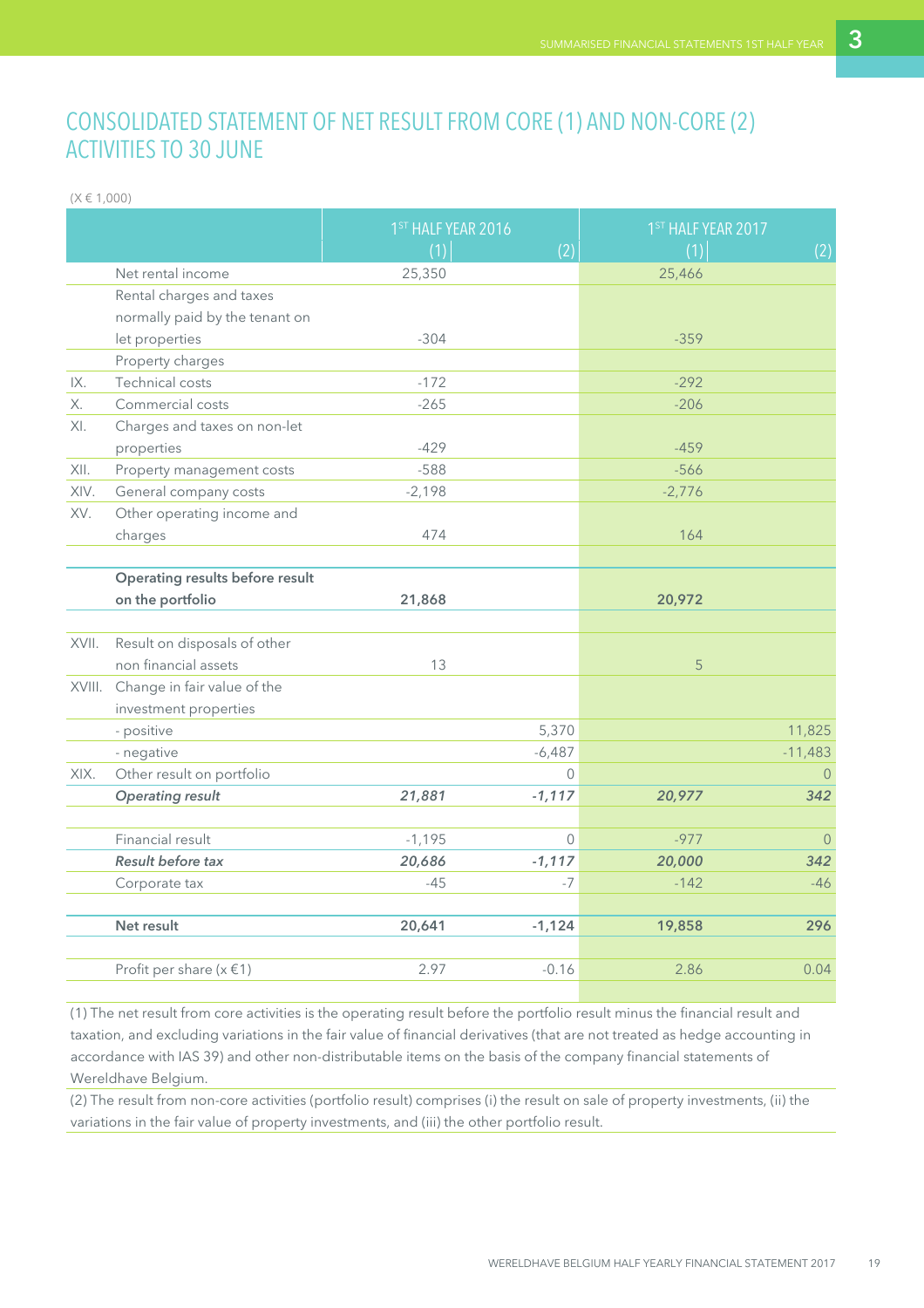# CONSOLIDATED STATEMENT OF NET RESULT FROM CORE (1) AND NON-CORE (2) ACTIVITIES TO 30 JUNE

(X € 1,000)

| | | 1ST HALF YEAR 2016 | | 1ST HALF YEAR 2017 | |
|---|---|---|---|---|---|
| | | (1) | (2) | (1) | (2) |
| | Net rental income | 25,350 | | 25,466 | |
| | Rental charges and taxes normally paid by the tenant on let properties | -304 | | -359 | |
| | Property charges | | | | |
| IX. | Technical costs | -172 | | -292 | |
| X. | Commercial costs | -265 | | -206 | |
| XI. | Charges and taxes on non-let properties | -429 | | -459 | |
| XII. | Property management costs | -588 | | -566 | |
| XIV. | General company costs | -2,198 | | -2,776 | |
| XV. | Other operating income and charges | 474 | | 164 | |
| | **Operating results before result on the portfolio** | **21,868** | | **20,972** | |
| XVII. | Result on disposals of other non financial assets | 13 | | 5 | |
| XVIII. | Change in fair value of the investment properties | | | | |
| | - positive | | 5,370 | | 11,825 |
| | - negative | | -6,487 | | -11,483 |
| XIX. | Other result on portfolio | | 0 | | 0 |
| | ***Operating result*** | ***21,881*** | ***-1,117*** | ***20,977*** | ***342*** |
| | Financial result | -1,195 | 0 | -977 | 0 |
| | ***Result before tax*** | ***20,686*** | ***-1,117*** | ***20,000*** | ***342*** |
| | Corporate tax | -45 | -7 | -142 | -46 |
| | **Net result** | **20,641** | **-1,124** | **19,858** | **296** |
| | Profit per share (x €1) | 2.97 | -0.16 | 2.86 | 0.04 |

(1) The net result from core activities is the operating result before the portfolio result minus the financial result and taxation, and excluding variations in the fair value of financial derivatives (that are not treated as hedge accounting in accordance with IAS 39) and other non-distributable items on the basis of the company financial statements of Wereldhave Belgium.

(2) The result from non-core activities (portfolio result) comprises (i) the result on sale of property investments, (ii) the variations in the fair value of property investments, and (iii) the other portfolio result.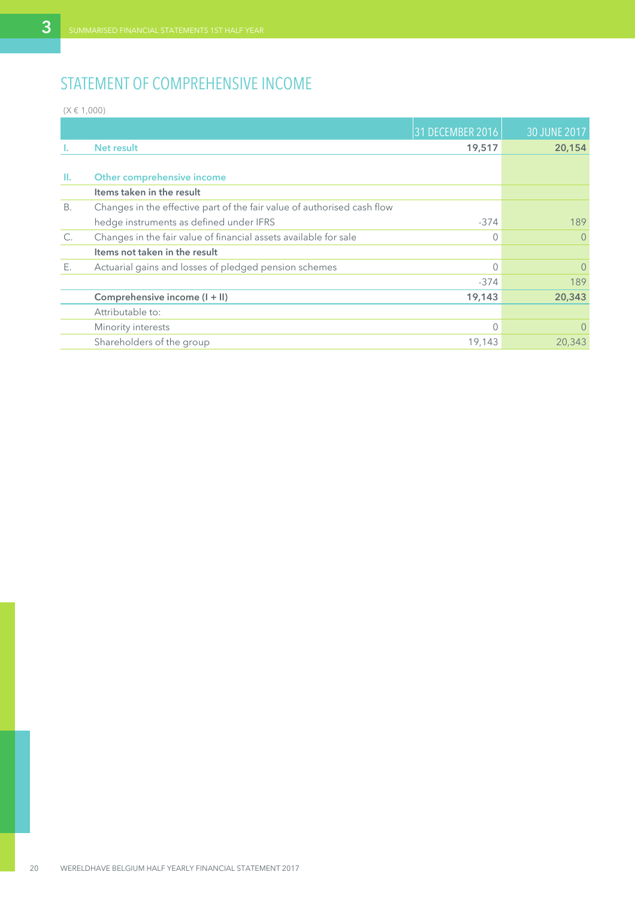# STATEMENT OF COMPREHENSIVE INCOME

(X € 1,000)

| | | 31 DECEMBER 2016 | 30 JUNE 2017 |
|---|---|---|---|
| I. | **Net result** | **19,517** | **20,154** |
| | | | |
| II. | **Other comprehensive income** | | |
| | **Items taken in the result** | | |
| B. | Changes in the effective part of the fair value of authorised cash flow hedge instruments as defined under IFRS | -374 | 189 |
| C. | Changes in the fair value of financial assets available for sale | 0 | 0 |
| | **Items not taken in the result** | | |
| E. | Actuarial gains and losses of pledged pension schemes | 0 | 0 |
| | | -374 | 189 |
| | **Comprehensive income (I + II)** | **19,143** | **20,343** |
| | Attributable to: | | |
| | Minority interests | 0 | 0 |
| | Shareholders of the group | 19,143 | 20,343 |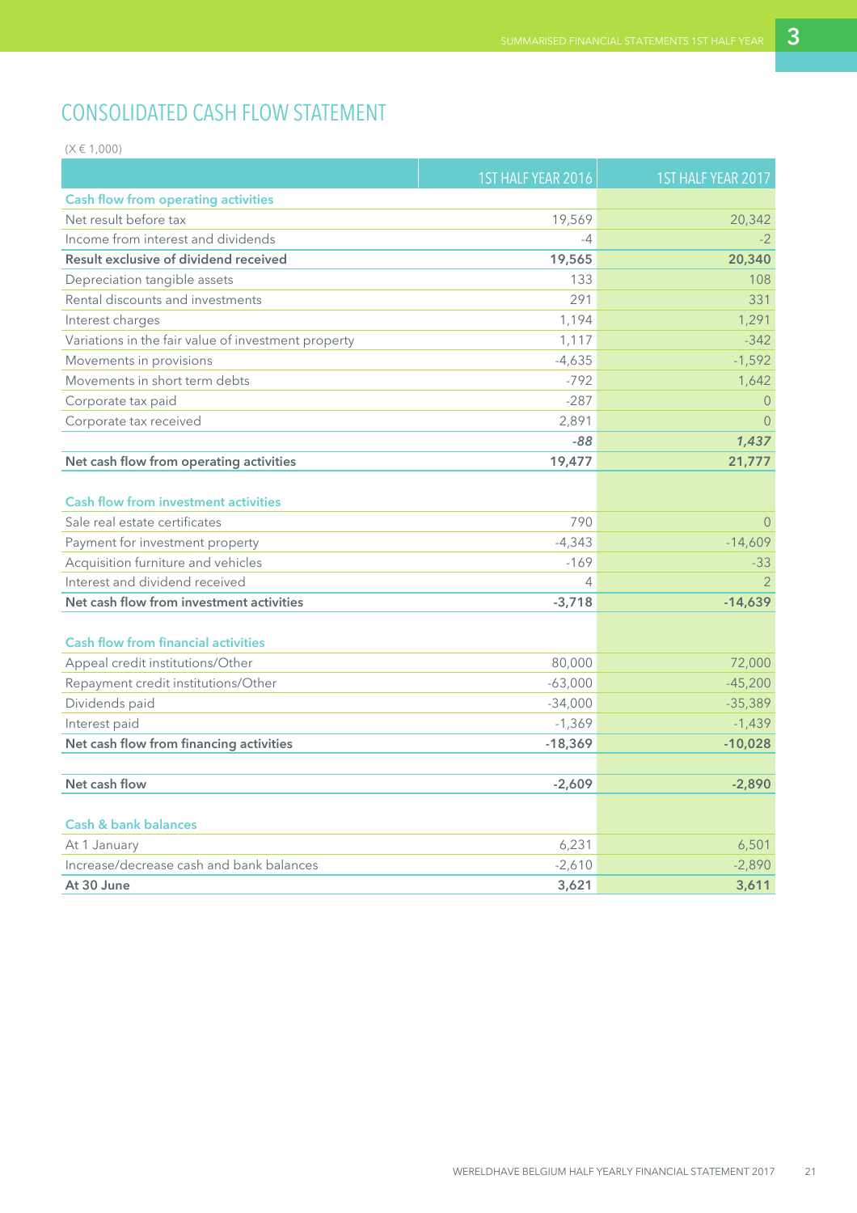# CONSOLIDATED CASH FLOW STATEMENT

(X € 1,000)

| | 1ST HALF YEAR 2016 | 1ST HALF YEAR 2017 |
|---|---|---|
| **Cash flow from operating activities** | | |
| Net result before tax | 19,569 | 20,342 |
| Income from interest and dividends | -4 | -2 |
| **Result exclusive of dividend received** | **19,565** | **20,340** |
| Depreciation tangible assets | 133 | 108 |
| Rental discounts and investments | 291 | 331 |
| Interest charges | 1,194 | 1,291 |
| Variations in the fair value of investment property | 1,117 | -342 |
| Movements in provisions | -4,635 | -1,592 |
| Movements in short term debts | -792 | 1,642 |
| Corporate tax paid | -287 | 0 |
| Corporate tax received | 2,891 | 0 |
| | ***-88*** | ***1,437*** |
| **Net cash flow from operating activities** | **19,477** | **21,777** |
| | | |
| **Cash flow from investment activities** | | |
| Sale real estate certificates | 790 | 0 |
| Payment for investment property | -4,343 | -14,609 |
| Acquisition furniture and vehicles | -169 | -33 |
| Interest and dividend received | 4 | 2 |
| **Net cash flow from investment activities** | **-3,718** | **-14,639** |
| | | |
| **Cash flow from financial activities** | | |
| Appeal credit institutions/Other | 80,000 | 72,000 |
| Repayment credit institutions/Other | -63,000 | -45,200 |
| Dividends paid | -34,000 | -35,389 |
| Interest paid | -1,369 | -1,439 |
| **Net cash flow from financing activities** | **-18,369** | **-10,028** |
| | | |
| **Net cash flow** | **-2,609** | **-2,890** |
| | | |
| **Cash & bank balances** | | |
| At 1 January | 6,231 | 6,501 |
| Increase/decrease cash and bank balances | -2,610 | -2,890 |
| **At 30 June** | **3,621** | **3,611** |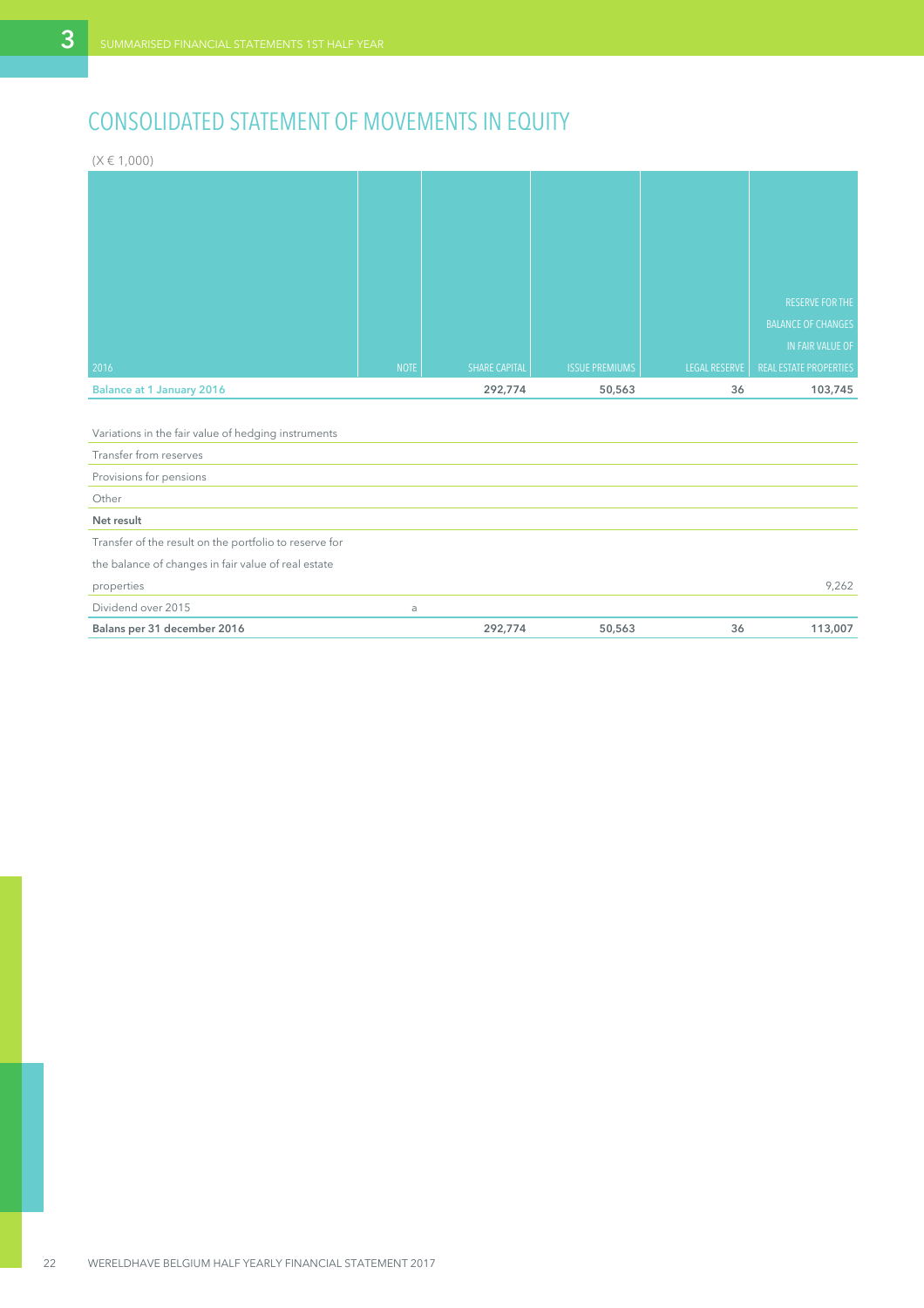# CONSOLIDATED STATEMENT OF MOVEMENTS IN EQUITY

(X € 1,000)

| 2016 | NOTE | SHARE CAPITAL | ISSUE PREMIUMS | LEGAL RESERVE | RESERVE FOR THE BALANCE OF CHANGES IN FAIR VALUE OF REAL ESTATE PROPERTIES |
|---|---|---|---|---|---|
| **Balance at 1 January 2016** | | 292,774 | 50,563 | 36 | 103,745 |
| | | | | | |
| Variations in the fair value of hedging instruments | | | | | |
| Transfer from reserves | | | | | |
| Provisions for pensions | | | | | |
| Other | | | | | |
| **Net result** | | | | | |
| Transfer of the result on the portfolio to reserve for the balance of changes in fair value of real estate properties | | | | | 9,262 |
| Dividend over 2015 | a | | | | |
| **Balans per 31 december 2016** | | 292,774 | 50,563 | 36 | 113,007 |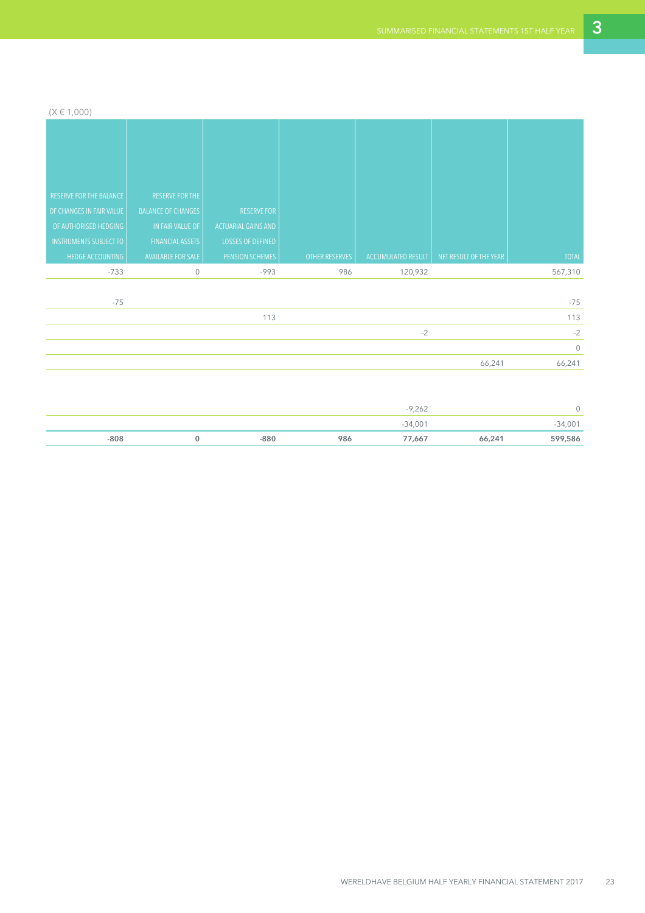(X € 1,000)

| RESERVE FOR THE BALANCE OF CHANGES IN FAIR VALUE OF AUTHORISED HEDGING INSTRUMENTS SUBJECT TO HEDGE ACCOUNTING | RESERVE FOR THE BALANCE OF CHANGES IN FAIR VALUE OF FINANCIAL ASSETS AVAILABLE FOR SALE | RESERVE FOR ACTUARIAL GAINS AND LOSSES OF DEFINED PENSION SCHEMES | OTHER RESERVES | ACCUMULATED RESULT | NET RESULT OF THE YEAR | TOTAL |
|---|---|---|---|---|---|---|
| -733 | 0 | -993 | 986 | 120,932 | | 567,310 |
| | | | | | | |
| -75 | | | | | | -75 |
| | | 113 | | | | 113 |
| | | | | -2 | | -2 |
| | | | | | | 0 |
| | | | | | 66,241 | 66,241 |
| | | | | | | |
| | | | | -9,262 | | 0 |
| | | | | -34,001 | | -34,001 |
| **-808** | **0** | **-880** | **986** | **77,667** | **66,241** | **599,586** |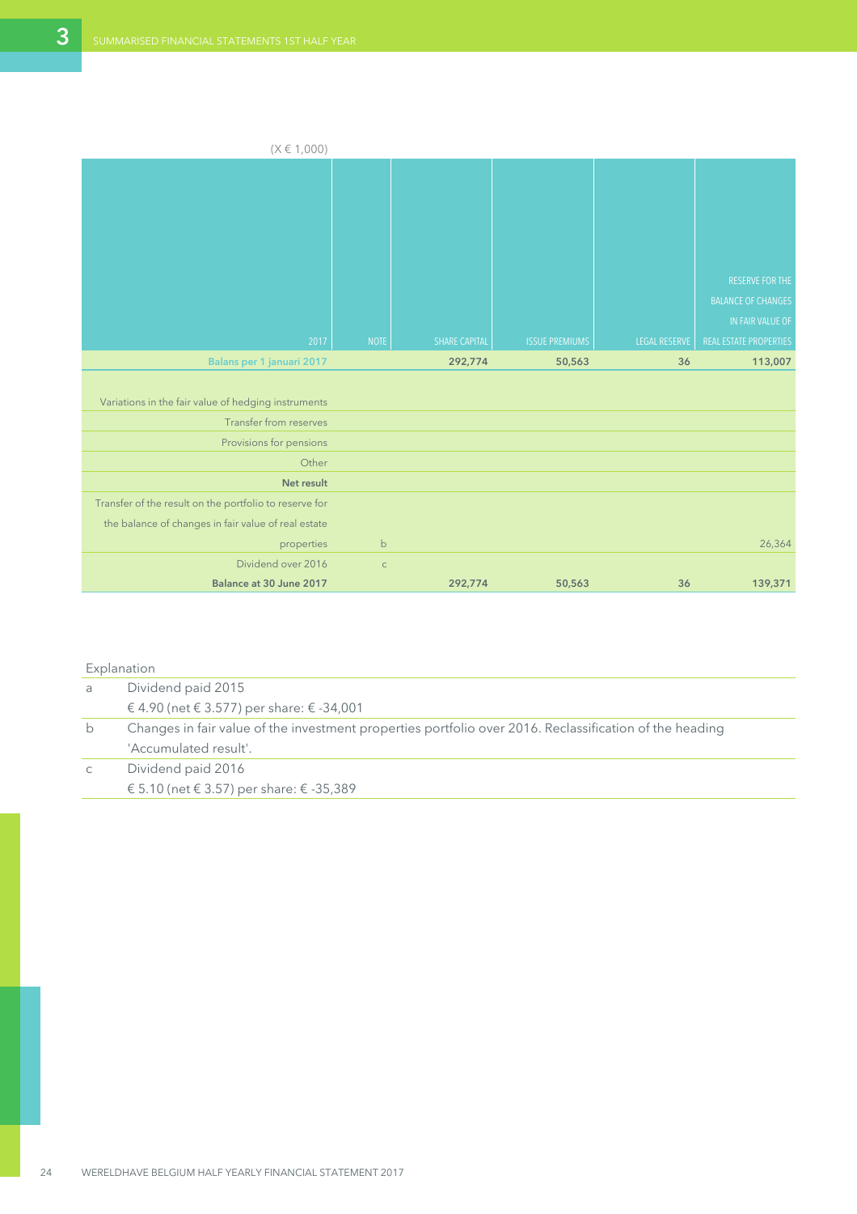(X € 1,000)

| 2017 | NOTE | SHARE CAPITAL | ISSUE PREMIUMS | LEGAL RESERVE | RESERVE FOR THE BALANCE OF CHANGES IN FAIR VALUE OF REAL ESTATE PROPERTIES |
|---|---|---|---|---|---|
| **Balans per 1 januari 2017** | | **292,774** | **50,563** | **36** | **113,007** |
| Variations in the fair value of hedging instruments | | | | | |
| Transfer from reserves | | | | | |
| Provisions for pensions | | | | | |
| Other | | | | | |
| **Net result** | | | | | |
| Transfer of the result on the portfolio to reserve for the balance of changes in fair value of real estate properties | b | | | | 26,364 |
| Dividend over 2016 | c | | | | |
| **Balance at 30 June 2017** | | **292,774** | **50,563** | **36** | **139,371** |

Explanation

| | |
|---|---|
| a | Dividend paid 2015<br>€ 4.90 (net € 3.577) per share: € -34,001 |
| b | Changes in fair value of the investment properties portfolio over 2016. Reclassification of the heading 'Accumulated result'. |
| c | Dividend paid 2016<br>€ 5.10 (net € 3.57) per share: € -35,389 |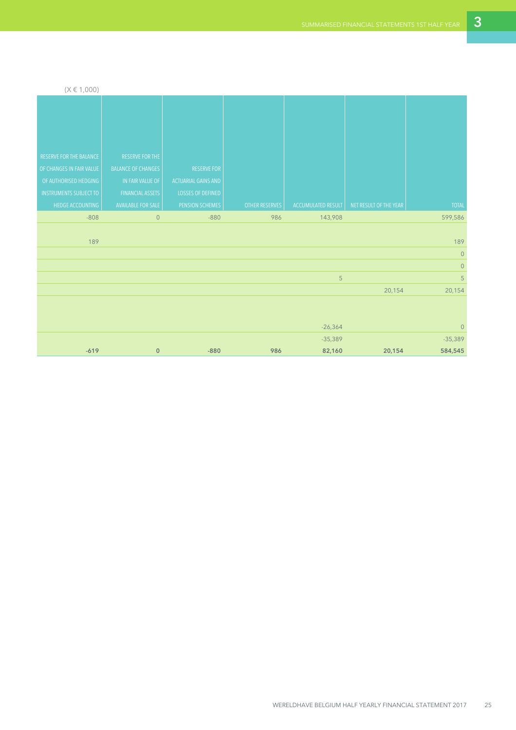(X € 1,000)

| RESERVE FOR THE BALANCE OF CHANGES IN FAIR VALUE OF AUTHORISED HEDGING INSTRUMENTS SUBJECT TO HEDGE ACCOUNTING | RESERVE FOR THE BALANCE OF CHANGES IN FAIR VALUE OF FINANCIAL ASSETS AVAILABLE FOR SALE | RESERVE FOR ACTUARIAL GAINS AND LOSSES OF DEFINED PENSION SCHEMES | OTHER RESERVES | ACCUMULATED RESULT | NET RESULT OF THE YEAR | TOTAL |
|---|---|---|---|---|---|---|
| -808 | 0 | -880 | 986 | 143,908 | | 599,586 |
| 189 | | | | | | 189 |
| | | | | | | 0 |
| | | | | | | 0 |
| | | | | 5 | | 5 |
| | | | | | 20,154 | 20,154 |
| | | | | -26,364 | | 0 |
| | | | | -35,389 | | -35,389 |
| **-619** | **0** | **-880** | **986** | **82,160** | **20,154** | **584,545** |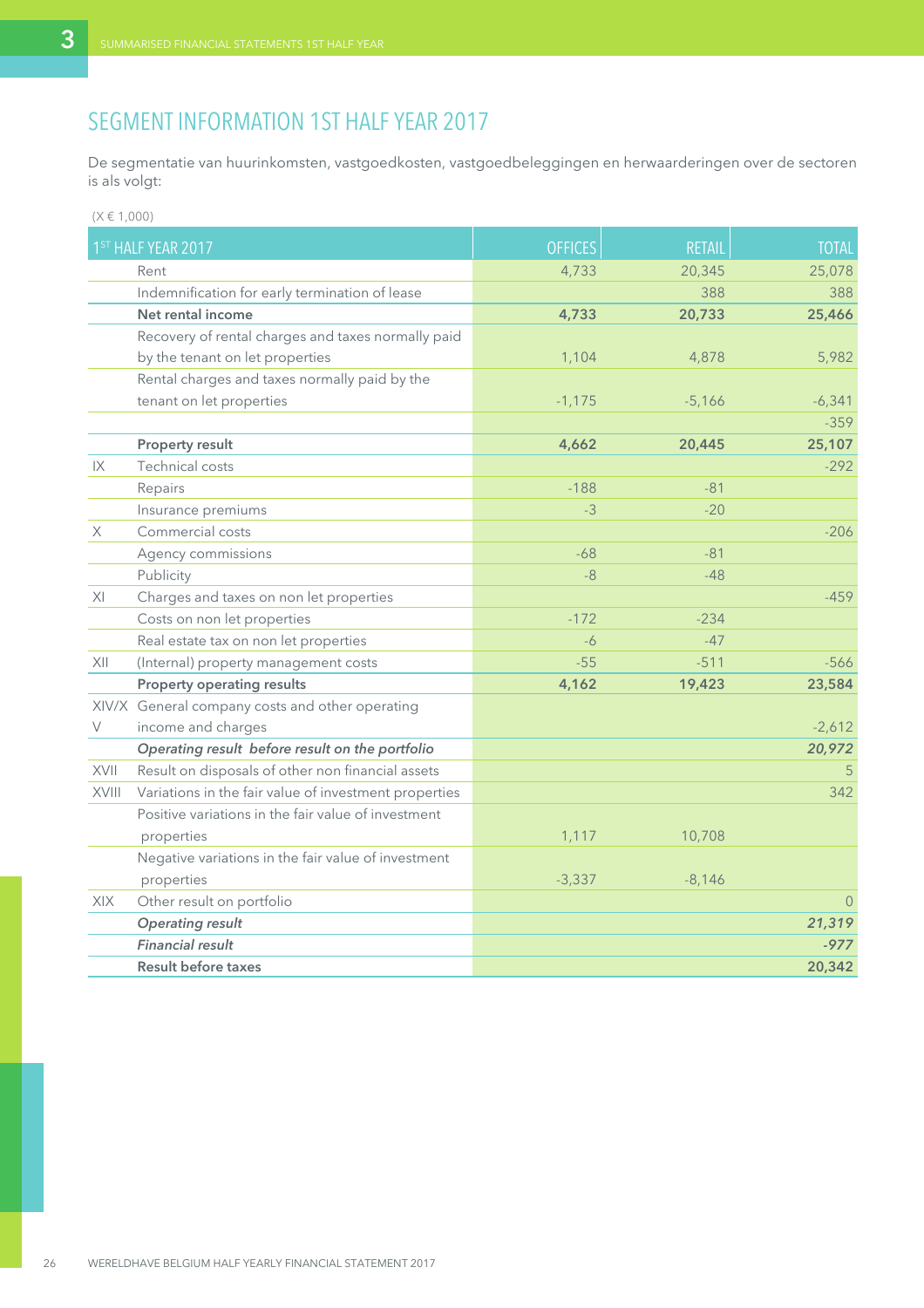# SEGMENT INFORMATION 1ST HALF YEAR 2017

De segmentatie van huurinkomsten, vastgoedkosten, vastgoedbeleggingen en herwaarderingen over de sectoren is als volgt:

(X € 1,000)

| 1ST HALF YEAR 2017 | | OFFICES | RETAIL | TOTAL |
|---|---|---|---|---|
| | Rent | 4,733 | 20,345 | 25,078 |
| | Indemnification for early termination of lease | | 388 | 388 |
| | **Net rental income** | **4,733** | **20,733** | **25,466** |
| | Recovery of rental charges and taxes normally paid by the tenant on let properties | 1,104 | 4,878 | 5,982 |
| | Rental charges and taxes normally paid by the tenant on let properties | -1,175 | -5,166 | -6,341 |
| | | | | -359 |
| | **Property result** | **4,662** | **20,445** | **25,107** |
| IX | Technical costs | | | -292 |
| | Repairs | -188 | -81 | |
| | Insurance premiums | -3 | -20 | |
| X | Commercial costs | | | -206 |
| | Agency commissions | -68 | -81 | |
| | Publicity | -8 | -48 | |
| XI | Charges and taxes on non let properties | | | -459 |
| | Costs on non let properties | -172 | -234 | |
| | Real estate tax on non let properties | -6 | -47 | |
| XII | (Internal) property management costs | -55 | -511 | -566 |
| | **Property operating results** | **4,162** | **19,423** | **23,584** |
| XIV/XV | General company costs and other operating income and charges | | | -2,612 |
| | ***Operating result before result on the portfolio*** | | | ***20,972*** |
| XVII | Result on disposals of other non financial assets | | | 5 |
| XVIII | Variations in the fair value of investment properties | | | 342 |
| | Positive variations in the fair value of investment properties | 1,117 | 10,708 | |
| | Negative variations in the fair value of investment properties | -3,337 | -8,146 | |
| XIX | Other result on portfolio | | | 0 |
| | ***Operating result*** | | | ***21,319*** |
| | ***Financial result*** | | | ***-977*** |
| | **Result before taxes** | | | **20,342** |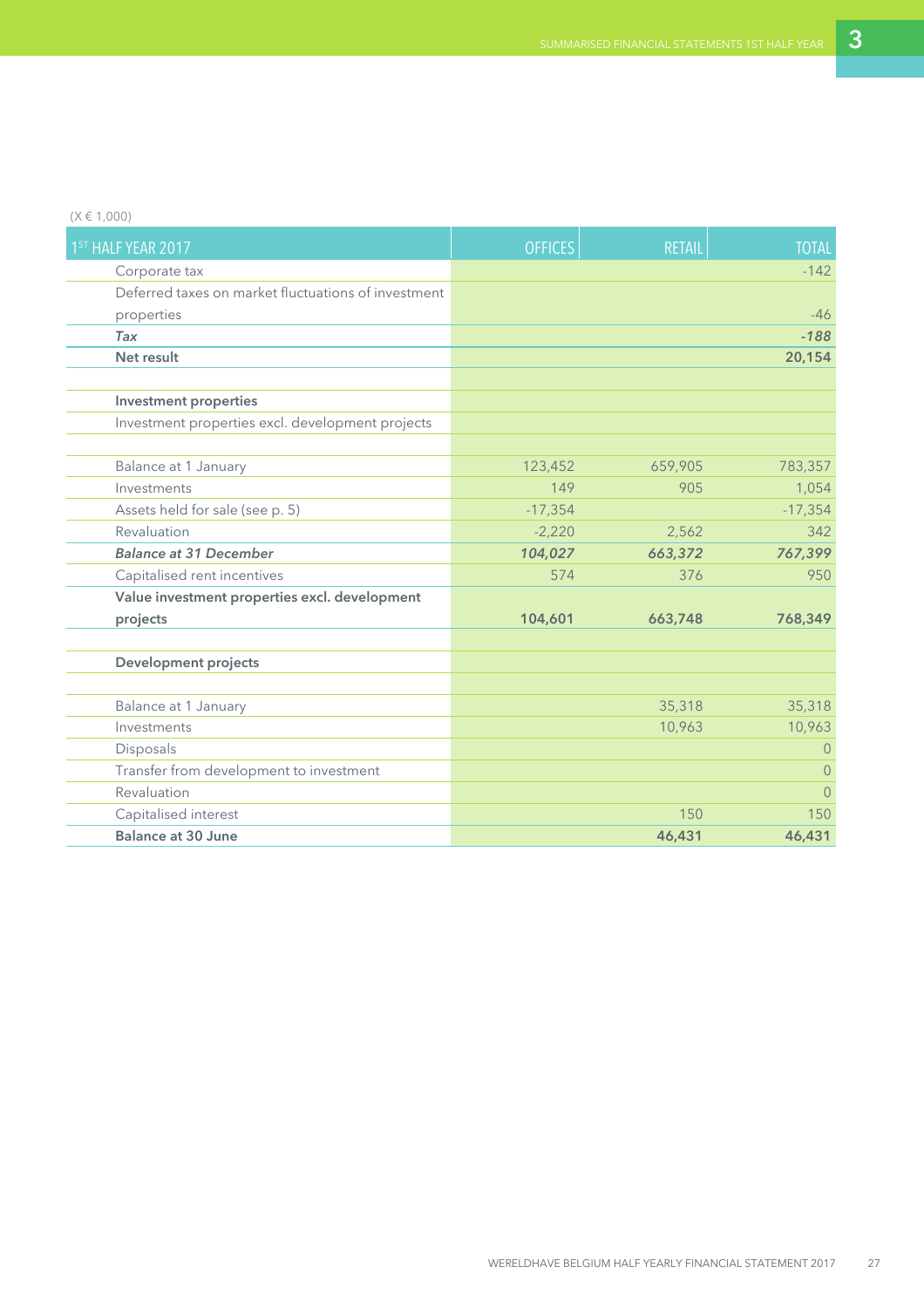(X € 1,000)

| 1ST HALF YEAR 2017 | OFFICES | RETAIL | TOTAL |
|---|---|---|---|
| Corporate tax | | | -142 |
| Deferred taxes on market fluctuations of investment properties | | | -46 |
| *Tax* | | | *-188* |
| **Net result** | | | **20,154** |
| | | | |
| **Investment properties** | | | |
| Investment properties excl. development projects | | | |
| | | | |
| Balance at 1 January | 123,452 | 659,905 | 783,357 |
| Investments | 149 | 905 | 1,054 |
| Assets held for sale (see p. 5) | -17,354 | | -17,354 |
| Revaluation | -2,220 | 2,562 | 342 |
| *Balance at 31 December* | *104,027* | *663,372* | *767,399* |
| Capitalised rent incentives | 574 | 376 | 950 |
| **Value investment properties excl. development projects** | **104,601** | **663,748** | **768,349** |
| | | | |
| **Development projects** | | | |
| | | | |
| Balance at 1 January | | 35,318 | 35,318 |
| Investments | | 10,963 | 10,963 |
| Disposals | | | 0 |
| Transfer from development to investment | | | 0 |
| Revaluation | | | 0 |
| Capitalised interest | | 150 | 150 |
| **Balance at 30 June** | | **46,431** | **46,431** |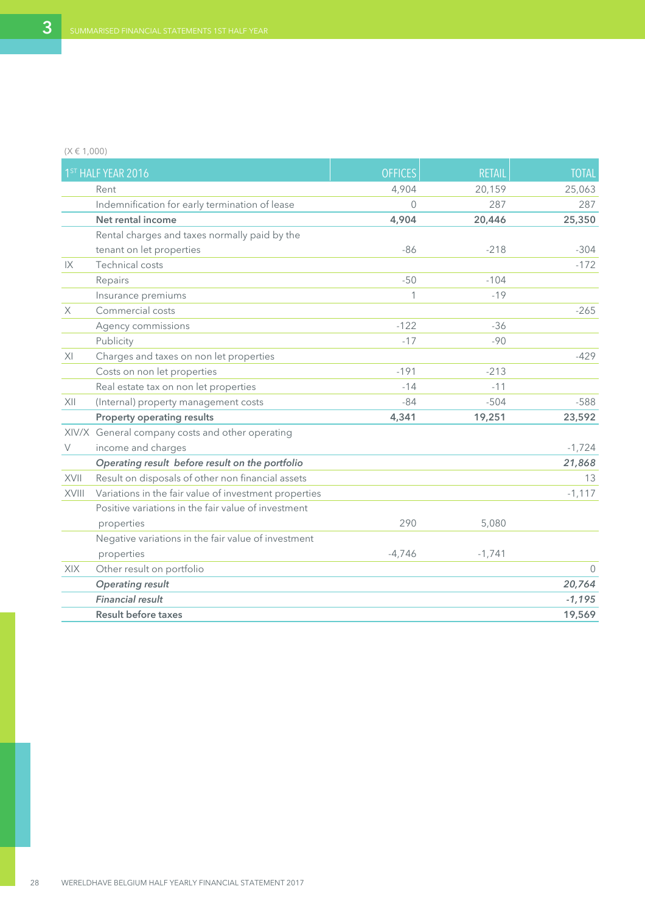(X € 1,000)

| | 1ST HALF YEAR 2016 | OFFICES | RETAIL | TOTAL |
|---|---|---|---|---|
| | Rent | 4,904 | 20,159 | 25,063 |
| | Indemnification for early termination of lease | 0 | 287 | 287 |
| | **Net rental income** | **4,904** | **20,446** | **25,350** |
| | Rental charges and taxes normally paid by the tenant on let properties | -86 | -218 | -304 |
| IX | Technical costs | | | -172 |
| | Repairs | -50 | -104 | |
| | Insurance premiums | 1 | -19 | |
| X | Commercial costs | | | -265 |
| | Agency commissions | -122 | -36 | |
| | Publicity | -17 | -90 | |
| XI | Charges and taxes on non let properties | | | -429 |
| | Costs on non let properties | -191 | -213 | |
| | Real estate tax on non let properties | -14 | -11 | |
| XII | (Internal) property management costs | -84 | -504 | -588 |
| | **Property operating results** | **4,341** | **19,251** | **23,592** |
| XIV/XV | General company costs and other operating income and charges | | | -1,724 |
| | ***Operating result before result on the portfolio*** | | | ***21,868*** |
| XVII | Result on disposals of other non financial assets | | | 13 |
| XVIII | Variations in the fair value of investment properties | | | -1,117 |
| | Positive variations in the fair value of investment properties | 290 | 5,080 | |
| | Negative variations in the fair value of investment properties | -4,746 | -1,741 | |
| XIX | Other result on portfolio | | | 0 |
| | ***Operating result*** | | | ***20,764*** |
| | ***Financial result*** | | | ***-1,195*** |
| | **Result before taxes** | | | **19,569** |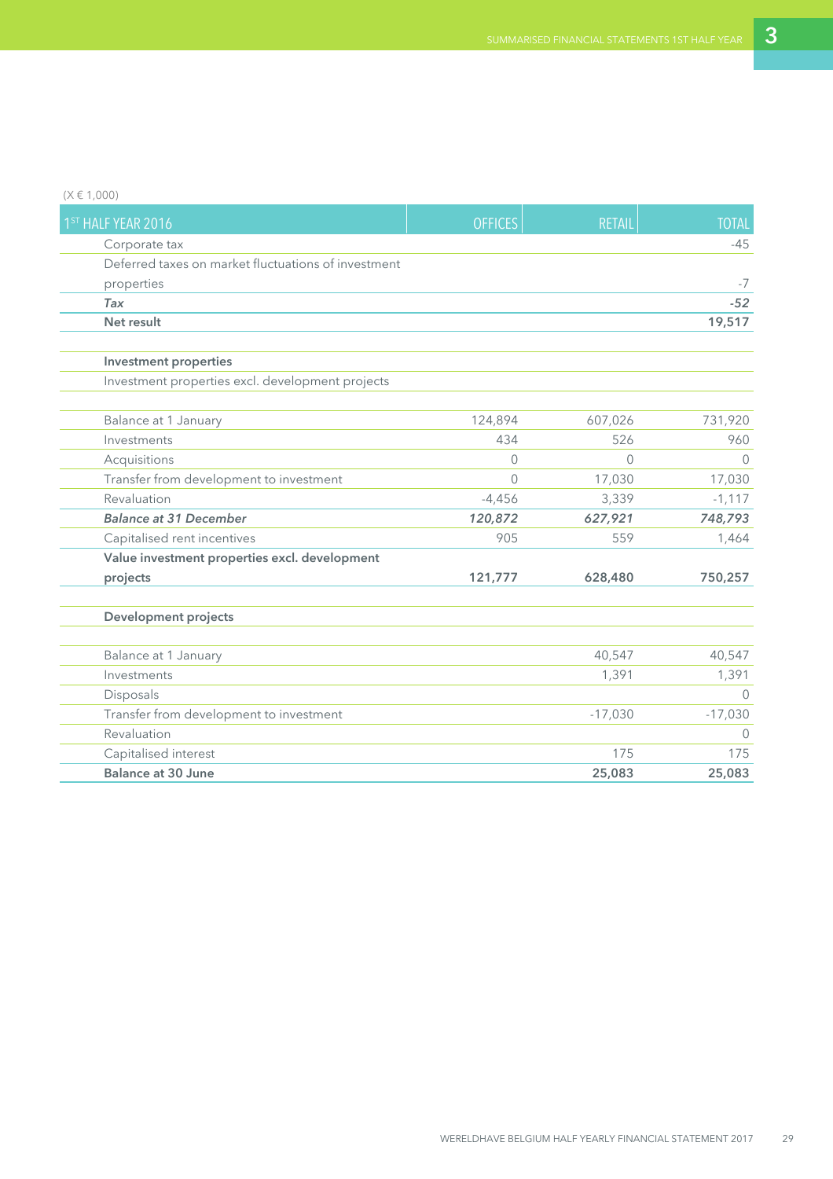(X € 1,000)

| 1ST HALF YEAR 2016 | OFFICES | RETAIL | TOTAL |
|---|---|---|---|
| Corporate tax | | | -45 |
| Deferred taxes on market fluctuations of investment properties | | | -7 |
| *Tax* | | | *-52* |
| **Net result** | | | **19,517** |
| | | | |
| **Investment properties** | | | |
| Investment properties excl. development projects | | | |
| | | | |
| Balance at 1 January | 124,894 | 607,026 | 731,920 |
| Investments | 434 | 526 | 960 |
| Acquisitions | 0 | 0 | 0 |
| Transfer from development to investment | 0 | 17,030 | 17,030 |
| Revaluation | -4,456 | 3,339 | -1,117 |
| ***Balance at 31 December*** | ***120,872*** | ***627,921*** | ***748,793*** |
| Capitalised rent incentives | 905 | 559 | 1,464 |
| **Value investment properties excl. development projects** | **121,777** | **628,480** | **750,257** |
| | | | |
| **Development projects** | | | |
| | | | |
| Balance at 1 January | | 40,547 | 40,547 |
| Investments | | 1,391 | 1,391 |
| Disposals | | | 0 |
| Transfer from development to investment | | -17,030 | -17,030 |
| Revaluation | | | 0 |
| Capitalised interest | | 175 | 175 |
| **Balance at 30 June** | | **25,083** | **25,083** |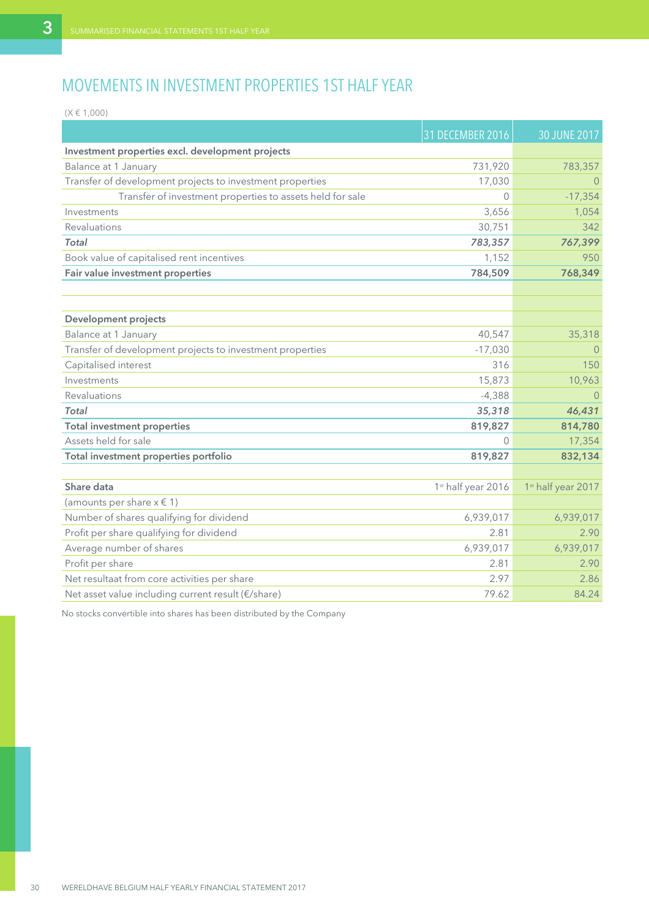# MOVEMENTS IN INVESTMENT PROPERTIES 1ST HALF YEAR

(X € 1,000)

| | 31 DECEMBER 2016 | 30 JUNE 2017 |
|---|---|---|
| **Investment properties excl. development projects** | | |
| Balance at 1 January | 731,920 | 783,357 |
| Transfer of development projects to investment properties | 17,030 | 0 |
| Transfer of investment properties to assets held for sale | 0 | -17,354 |
| Investments | 3,656 | 1,054 |
| Revaluations | 30,751 | 342 |
| ***Total*** | ***783,357*** | ***767,399*** |
| Book value of capitalised rent incentives | 1,152 | 950 |
| **Fair value investment properties** | **784,509** | **768,349** |
| | | |
| | | |
| **Development projects** | | |
| Balance at 1 January | 40,547 | 35,318 |
| Transfer of development projects to investment properties | -17,030 | 0 |
| Capitalised interest | 316 | 150 |
| Investments | 15,873 | 10,963 |
| Revaluations | -4,388 | 0 |
| ***Total*** | ***35,318*** | ***46,431*** |
| **Total investment properties** | **819,827** | **814,780** |
| Assets held for sale | 0 | 17,354 |
| **Total investment properties portfolio** | **819,827** | **832,134** |

| **Share data** | 1st half year 2016 | 1st half year 2017 |
|---|---|---|
| (amounts per share x € 1) | | |
| Number of shares qualifying for dividend | 6,939,017 | 6,939,017 |
| Profit per share qualifying for dividend | 2.81 | 2.90 |
| Average number of shares | 6,939,017 | 6,939,017 |
| Profit per share | 2.81 | 2.90 |
| Net resultaat from core activities per share | 2.97 | 2.86 |
| Net asset value including current result (€/share) | 79.62 | 84.24 |

No stocks convertible into shares has been distributed by the Company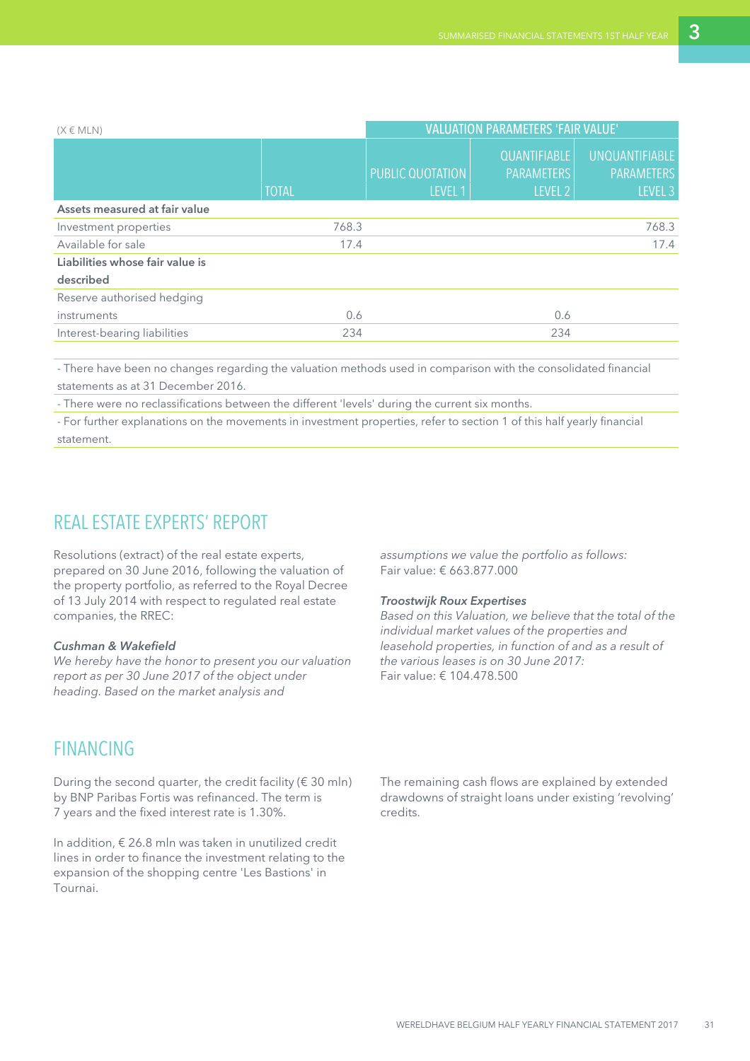| (X € MLN) | | VALUATION PARAMETERS 'FAIR VALUE' | | |
|---|---|---|---|---|
| | TOTAL | PUBLIC QUOTATION LEVEL 1 | QUANTIFIABLE PARAMETERS LEVEL 2 | UNQUANTIFIABLE PARAMETERS LEVEL 3 |
| **Assets measured at fair value** | | | | |
| Investment properties | 768.3 | | | 768.3 |
| Available for sale | 17.4 | | | 17.4 |
| **Liabilities whose fair value is described** | | | | |
| Reserve authorised hedging instruments | 0.6 | | 0.6 | |
| Interest-bearing liabilities | 234 | | 234 | |

- There have been no changes regarding the valuation methods used in comparison with the consolidated financial statements as at 31 December 2016.
- There were no reclassifications between the different 'levels' during the current six months.
- For further explanations on the movements in investment properties, refer to section 1 of this half yearly financial statement.

## REAL ESTATE EXPERTS' REPORT

Resolutions (extract) of the real estate experts, prepared on 30 June 2016, following the valuation of the property portfolio, as referred to the Royal Decree of 13 July 2014 with respect to regulated real estate companies, the RREC:

***Cushman & Wakefield***
*We hereby have the honor to present you our valuation report as per 30 June 2017 of the object under heading. Based on the market analysis and assumptions we value the portfolio as follows:*
Fair value: € 663.877.000

***Troostwijk Roux Expertises***
*Based on this Valuation, we believe that the total of the individual market values of the properties and leasehold properties, in function of and as a result of the various leases is on 30 June 2017:*
Fair value: € 104.478.500

## FINANCING

During the second quarter, the credit facility (€ 30 mln) by BNP Paribas Fortis was refinanced. The term is 7 years and the fixed interest rate is 1.30%.

In addition, € 26.8 mln was taken in unutilized credit lines in order to finance the investment relating to the expansion of the shopping centre 'Les Bastions' in Tournai.

The remaining cash flows are explained by extended drawdowns of straight loans under existing 'revolving' credits.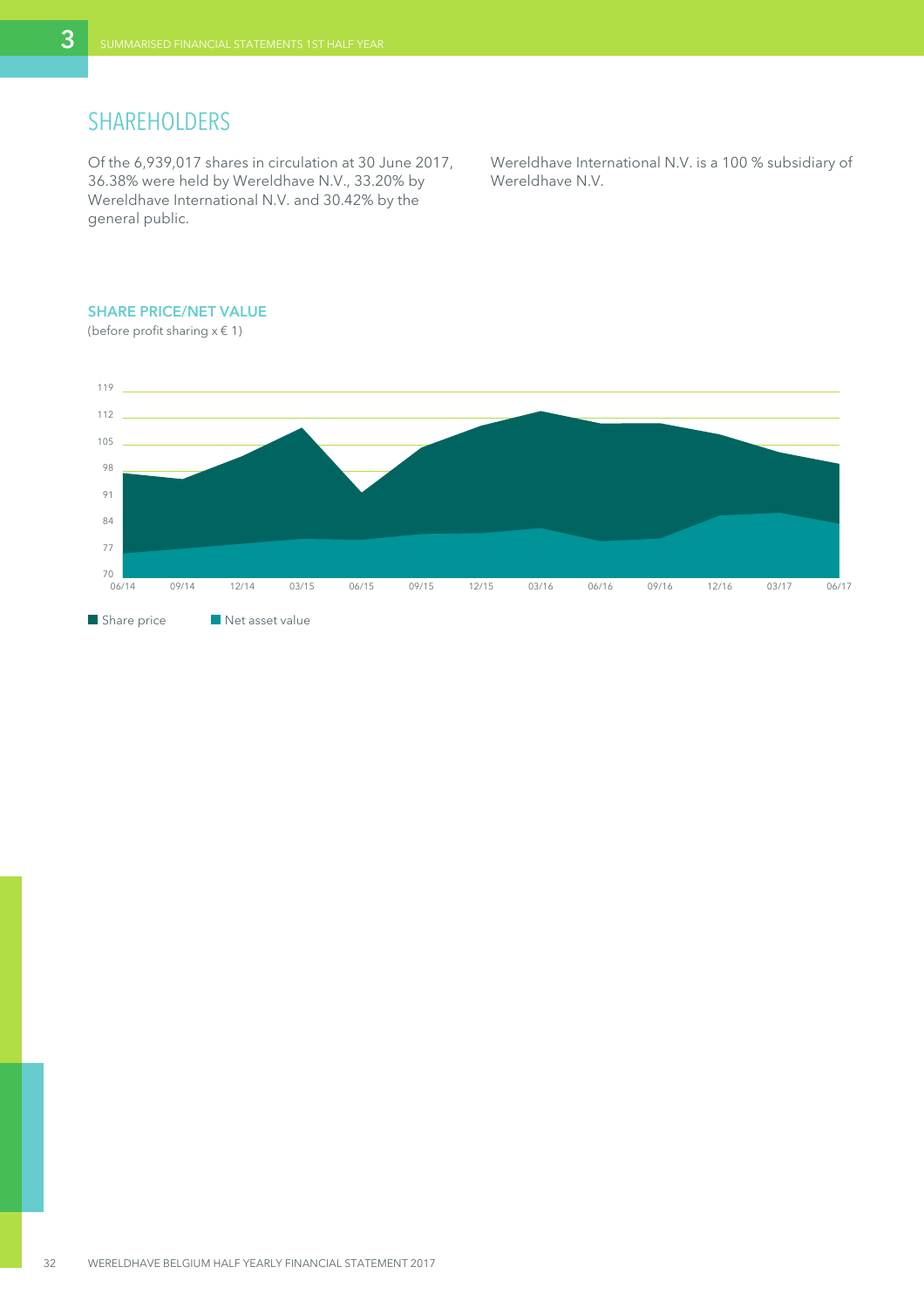## SHAREHOLDERS

Of the 6,939,017 shares in circulation at 30 June 2017, 36.38% were held by Wereldhave N.V., 33.20% by Wereldhave International N.V. and 30.42% by the general public.

Wereldhave International N.V. is a 100 % subsidiary of Wereldhave N.V.

**SHARE PRICE/NET VALUE**

(before profit sharing x € 1)

119
112
105
98
91
84
77
70

06/14 09/14 12/14 03/15 06/15 09/15 12/15 03/16 06/16 09/16 12/16 03/17 06/17

Share price    Net asset value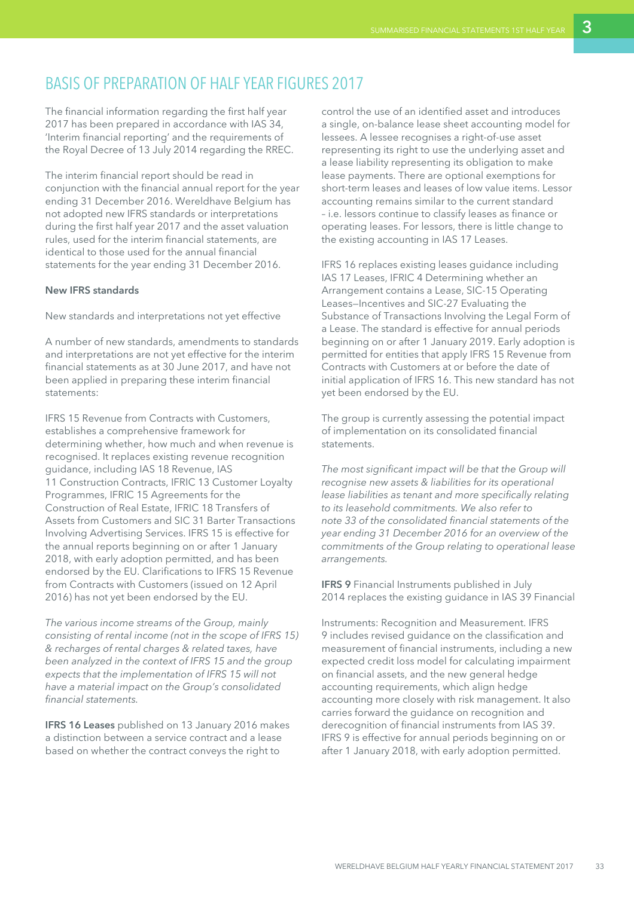# BASIS OF PREPARATION OF HALF YEAR FIGURES 2017

The financial information regarding the first half year 2017 has been prepared in accordance with IAS 34, 'Interim financial reporting' and the requirements of the Royal Decree of 13 July 2014 regarding the RREC.

The interim financial report should be read in conjunction with the financial annual report for the year ending 31 December 2016. Wereldhave Belgium has not adopted new IFRS standards or interpretations during the first half year 2017 and the asset valuation rules, used for the interim financial statements, are identical to those used for the annual financial statements for the year ending 31 December 2016.

**New IFRS standards**

New standards and interpretations not yet effective

A number of new standards, amendments to standards and interpretations are not yet effective for the interim financial statements as at 30 June 2017, and have not been applied in preparing these interim financial statements:

IFRS 15 Revenue from Contracts with Customers, establishes a comprehensive framework for determining whether, how much and when revenue is recognised. It replaces existing revenue recognition guidance, including IAS 18 Revenue, IAS 11 Construction Contracts, IFRIC 13 Customer Loyalty Programmes, IFRIC 15 Agreements for the Construction of Real Estate, IFRIC 18 Transfers of Assets from Customers and SIC 31 Barter Transactions Involving Advertising Services. IFRS 15 is effective for the annual reports beginning on or after 1 January 2018, with early adoption permitted, and has been endorsed by the EU. Clarifications to IFRS 15 Revenue from Contracts with Customers (issued on 12 April 2016) has not yet been endorsed by the EU.

*The various income streams of the Group, mainly consisting of rental income (not in the scope of IFRS 15) & recharges of rental charges & related taxes, have been analyzed in the context of IFRS 15 and the group expects that the implementation of IFRS 15 will not have a material impact on the Group's consolidated financial statements.*

**IFRS 16 Leases** published on 13 January 2016 makes a distinction between a service contract and a lease based on whether the contract conveys the right to control the use of an identified asset and introduces a single, on-balance lease sheet accounting model for lessees. A lessee recognises a right-of-use asset representing its right to use the underlying asset and a lease liability representing its obligation to make lease payments. There are optional exemptions for short-term leases and leases of low value items. Lessor accounting remains similar to the current standard – i.e. lessors continue to classify leases as finance or operating leases. For lessors, there is little change to the existing accounting in IAS 17 Leases.

IFRS 16 replaces existing leases guidance including IAS 17 Leases, IFRIC 4 Determining whether an Arrangement contains a Lease, SIC-15 Operating Leases—Incentives and SIC-27 Evaluating the Substance of Transactions Involving the Legal Form of a Lease. The standard is effective for annual periods beginning on or after 1 January 2019. Early adoption is permitted for entities that apply IFRS 15 Revenue from Contracts with Customers at or before the date of initial application of IFRS 16. This new standard has not yet been endorsed by the EU.

The group is currently assessing the potential impact of implementation on its consolidated financial statements.

*The most significant impact will be that the Group will recognise new assets & liabilities for its operational lease liabilities as tenant and more specifically relating to its leasehold commitments. We also refer to note 33 of the consolidated financial statements of the year ending 31 December 2016 for an overview of the commitments of the Group relating to operational lease arrangements.*

**IFRS 9** Financial Instruments published in July 2014 replaces the existing guidance in IAS 39 Financial Instruments: Recognition and Measurement. IFRS 9 includes revised guidance on the classification and measurement of financial instruments, including a new expected credit loss model for calculating impairment on financial assets, and the new general hedge accounting requirements, which align hedge accounting more closely with risk management. It also carries forward the guidance on recognition and derecognition of financial instruments from IAS 39. IFRS 9 is effective for annual periods beginning on or after 1 January 2018, with early adoption permitted.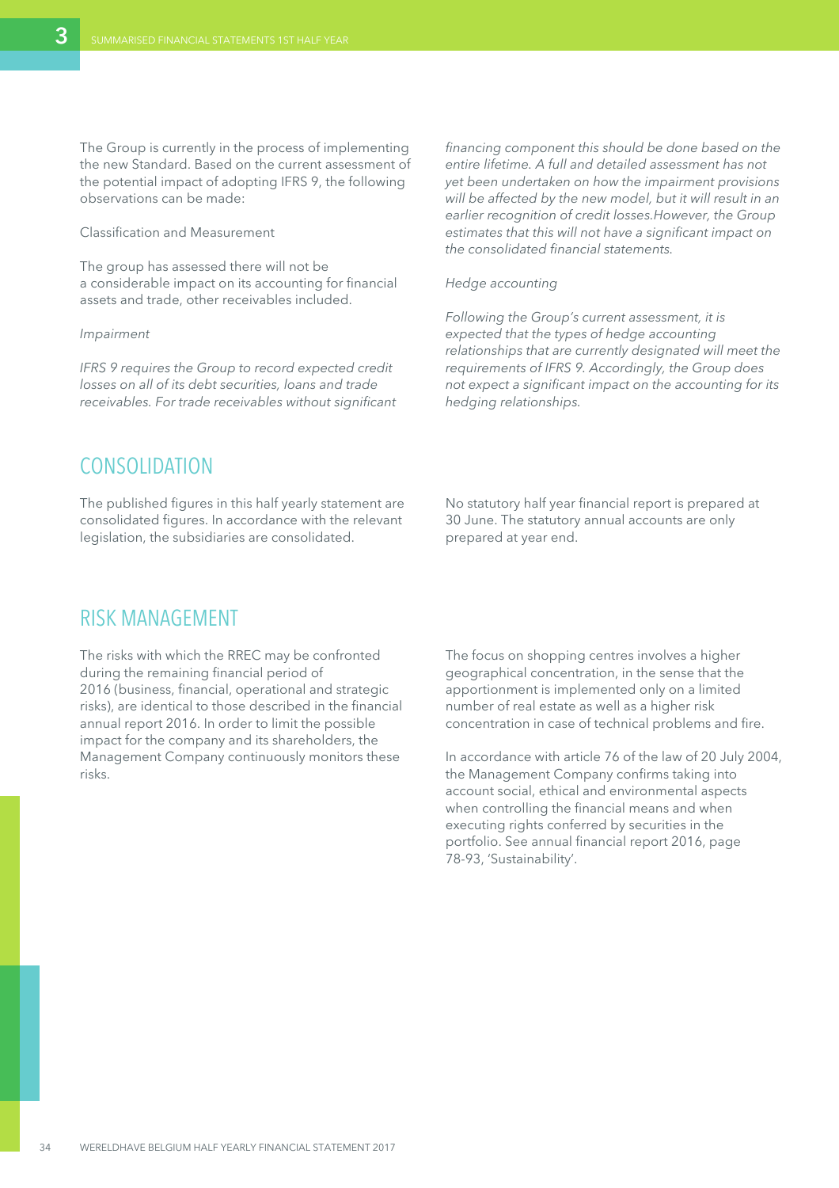The Group is currently in the process of implementing the new Standard. Based on the current assessment of the potential impact of adopting IFRS 9, the following observations can be made:

Classification and Measurement

The group has assessed there will not be a considerable impact on its accounting for financial assets and trade, other receivables included.

*Impairment*

*IFRS 9 requires the Group to record expected credit losses on all of its debt securities, loans and trade receivables. For trade receivables without significant financing component this should be done based on the entire lifetime. A full and detailed assessment has not yet been undertaken on how the impairment provisions will be affected by the new model, but it will result in an earlier recognition of credit losses.However, the Group estimates that this will not have a significant impact on the consolidated financial statements.*

*Hedge accounting*

*Following the Group's current assessment, it is expected that the types of hedge accounting relationships that are currently designated will meet the requirements of IFRS 9. Accordingly, the Group does not expect a significant impact on the accounting for its hedging relationships.*

## CONSOLIDATION

The published figures in this half yearly statement are consolidated figures. In accordance with the relevant legislation, the subsidiaries are consolidated.

No statutory half year financial report is prepared at 30 June. The statutory annual accounts are only prepared at year end.

## RISK MANAGEMENT

The risks with which the RREC may be confronted during the remaining financial period of 2016 (business, financial, operational and strategic risks), are identical to those described in the financial annual report 2016. In order to limit the possible impact for the company and its shareholders, the Management Company continuously monitors these risks.

The focus on shopping centres involves a higher geographical concentration, in the sense that the apportionment is implemented only on a limited number of real estate as well as a higher risk concentration in case of technical problems and fire.

In accordance with article 76 of the law of 20 July 2004, the Management Company confirms taking into account social, ethical and environmental aspects when controlling the financial means and when executing rights conferred by securities in the portfolio. See annual financial report 2016, page 78-93, 'Sustainability'.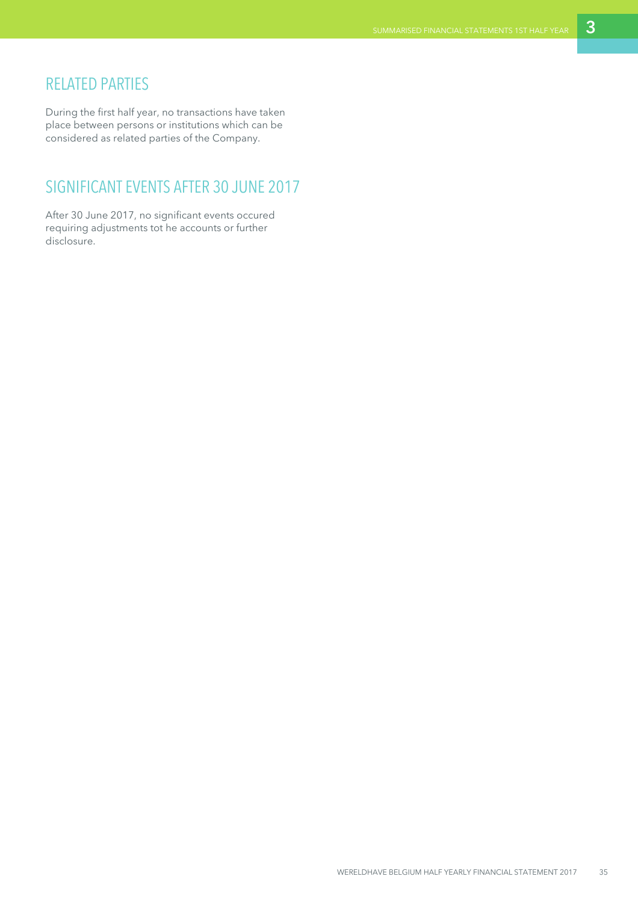## RELATED PARTIES

During the first half year, no transactions have taken place between persons or institutions which can be considered as related parties of the Company.

## SIGNIFICANT EVENTS AFTER 30 JUNE 2017

After 30 June 2017, no significant events occured requiring adjustments tot he accounts or further disclosure.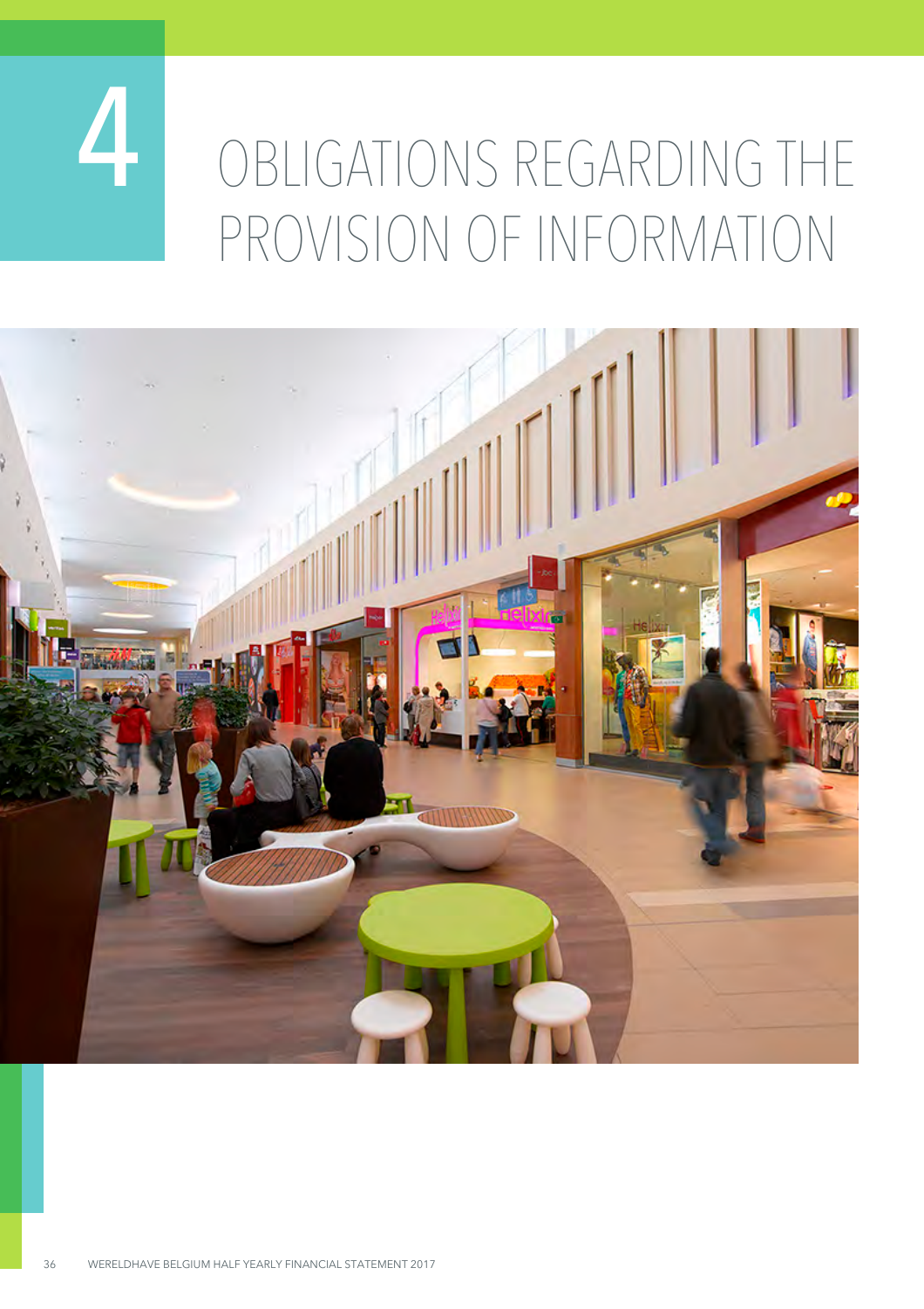# 4 OBLIGATIONS REGARDING THE PROVISION OF INFORMATION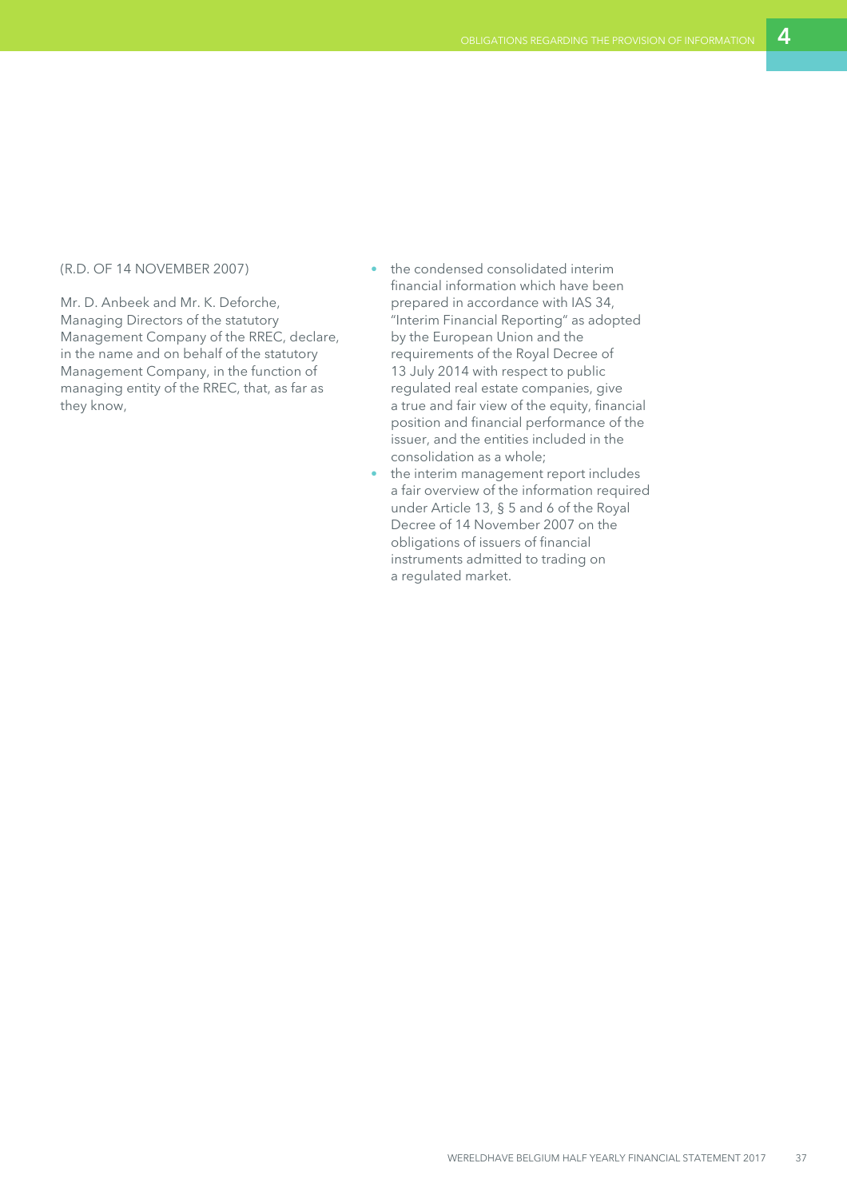(R.D. OF 14 NOVEMBER 2007)

Mr. D. Anbeek and Mr. K. Deforche, Managing Directors of the statutory Management Company of the RREC, declare, in the name and on behalf of the statutory Management Company, in the function of managing entity of the RREC, that, as far as they know,

- the condensed consolidated interim financial information which have been prepared in accordance with IAS 34, "Interim Financial Reporting" as adopted by the European Union and the requirements of the Royal Decree of 13 July 2014 with respect to public regulated real estate companies, give a true and fair view of the equity, financial position and financial performance of the issuer, and the entities included in the consolidation as a whole;
- the interim management report includes a fair overview of the information required under Article 13, § 5 and 6 of the Royal Decree of 14 November 2007 on the obligations of issuers of financial instruments admitted to trading on a regulated market.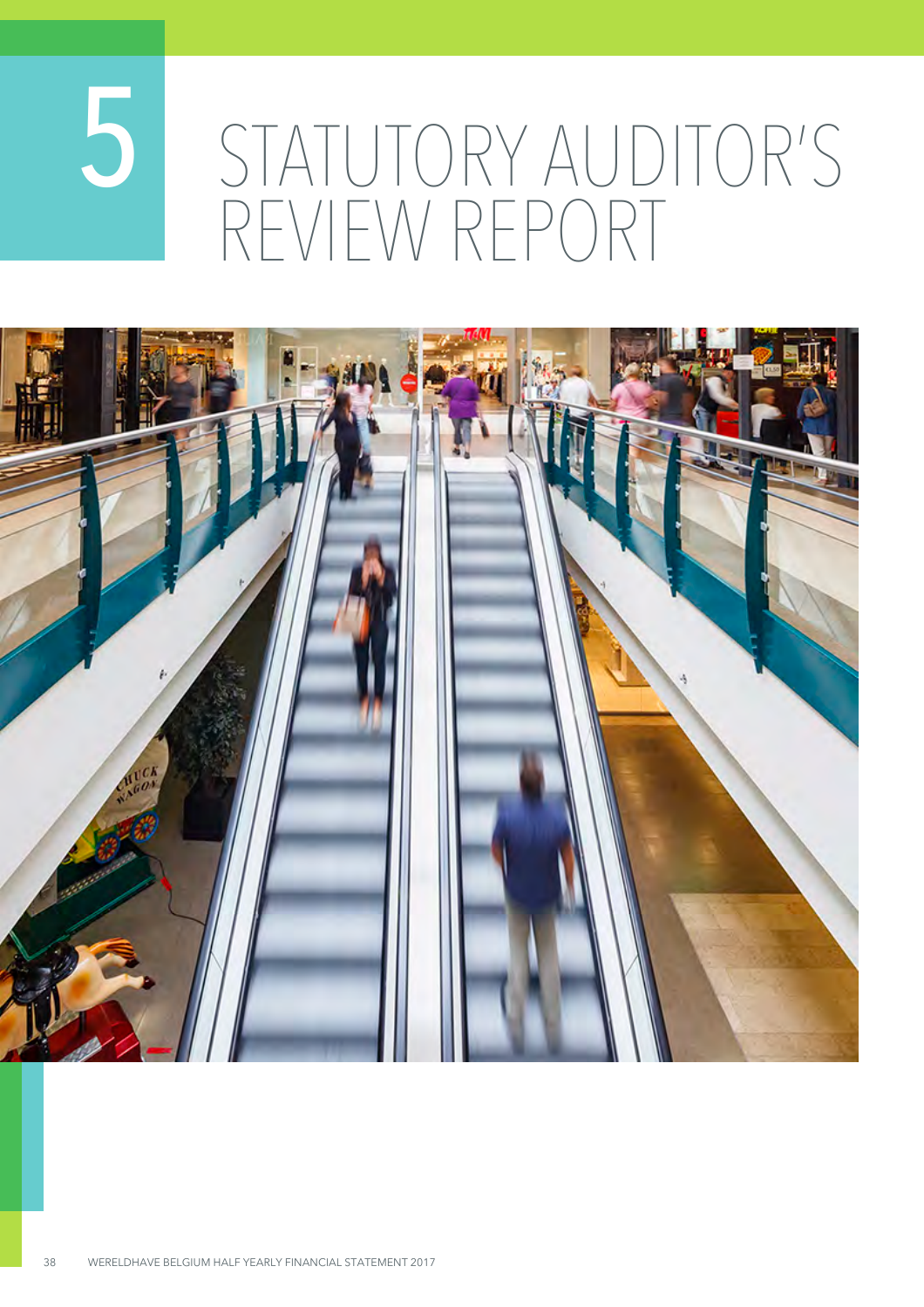# 5 STATUTORY AUDITOR'S REVIEW REPORT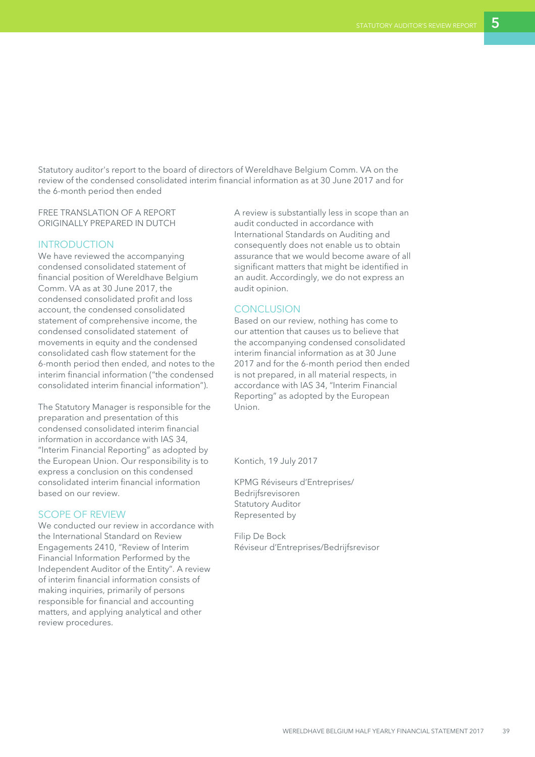Statutory auditor's report to the board of directors of Wereldhave Belgium Comm. VA on the review of the condensed consolidated interim financial information as at 30 June 2017 and for the 6-month period then ended

FREE TRANSLATION OF A REPORT ORIGINALLY PREPARED IN DUTCH

## INTRODUCTION

We have reviewed the accompanying condensed consolidated statement of financial position of Wereldhave Belgium Comm. VA as at 30 June 2017, the condensed consolidated profit and loss account, the condensed consolidated statement of comprehensive income, the condensed consolidated statement of movements in equity and the condensed consolidated cash flow statement for the 6-month period then ended, and notes to the interim financial information ("the condensed consolidated interim financial information").

The Statutory Manager is responsible for the preparation and presentation of this condensed consolidated interim financial information in accordance with IAS 34, "Interim Financial Reporting" as adopted by the European Union. Our responsibility is to express a conclusion on this condensed consolidated interim financial information based on our review.

## SCOPE OF REVIEW

We conducted our review in accordance with the International Standard on Review Engagements 2410, "Review of Interim Financial Information Performed by the Independent Auditor of the Entity". A review of interim financial information consists of making inquiries, primarily of persons responsible for financial and accounting matters, and applying analytical and other review procedures.

A review is substantially less in scope than an audit conducted in accordance with International Standards on Auditing and consequently does not enable us to obtain assurance that we would become aware of all significant matters that might be identified in an audit. Accordingly, we do not express an audit opinion.

## CONCLUSION

Based on our review, nothing has come to our attention that causes us to believe that the accompanying condensed consolidated interim financial information as at 30 June 2017 and for the 6-month period then ended is not prepared, in all material respects, in accordance with IAS 34, "Interim Financial Reporting" as adopted by the European Union.

Kontich, 19 July 2017

KPMG Réviseurs d'Entreprises/
Bedrijfsrevisoren
Statutory Auditor
Represented by

Filip De Bock
Réviseur d'Entreprises/Bedrijfsrevisor